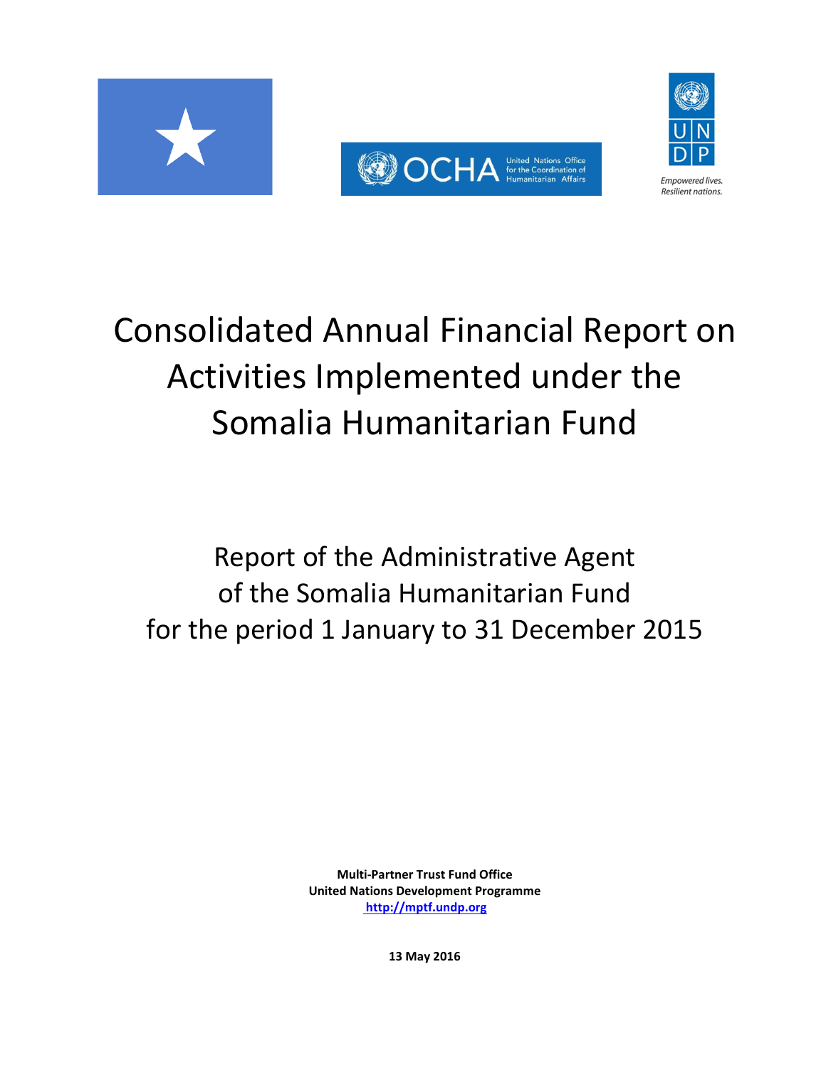# Consolidated Annual Financial Report on Activities Implemented under the Somalia Humanitarian Fund

## Report of the Administrative Agent of the Somalia Humanitarian Fund for the period 1 January to 31 December 2015

**Multi-Partner Trust Fund Office**
**United Nations Development Programme**
**http://mptf.undp.org**

**13 May 2016**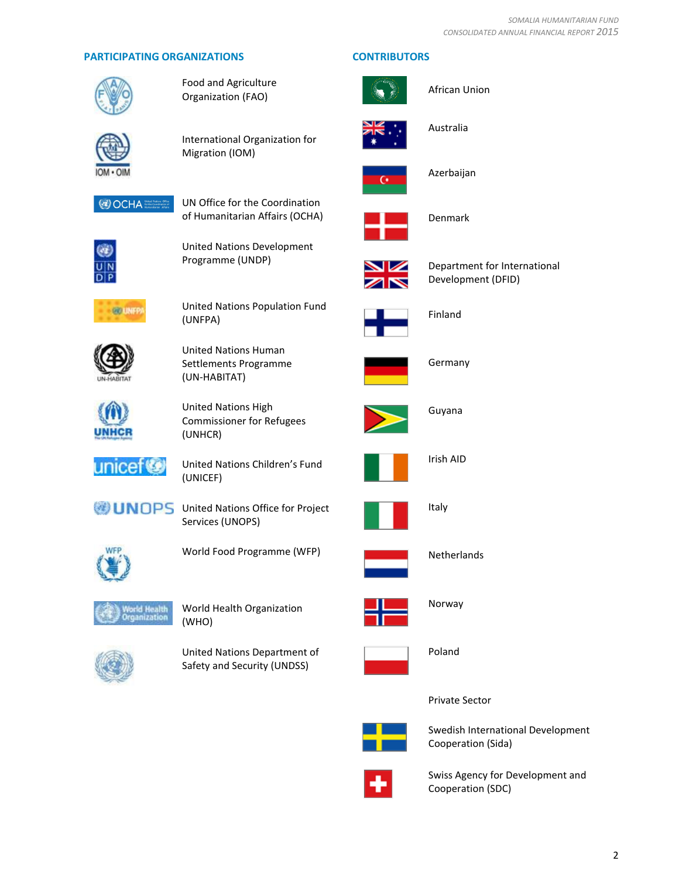## PARTICIPATING ORGANIZATIONS

Food and Agriculture Organization (FAO)

International Organization for Migration (IOM)

UN Office for the Coordination of Humanitarian Affairs (OCHA)

United Nations Development Programme (UNDP)

United Nations Population Fund (UNFPA)

United Nations Human Settlements Programme (UN-HABITAT)

United Nations High Commissioner for Refugees (UNHCR)

United Nations Children's Fund (UNICEF)

United Nations Office for Project Services (UNOPS)

World Food Programme (WFP)

World Health Organization (WHO)

United Nations Department of Safety and Security (UNDSS)

## CONTRIBUTORS

African Union

Australia

Azerbaijan

Denmark

Department for International Development (DFID)

Finland

Germany

Guyana

Irish AID

Italy

Netherlands

Norway

Poland

Private Sector

Swedish International Development Cooperation (Sida)

Swiss Agency for Development and Cooperation (SDC)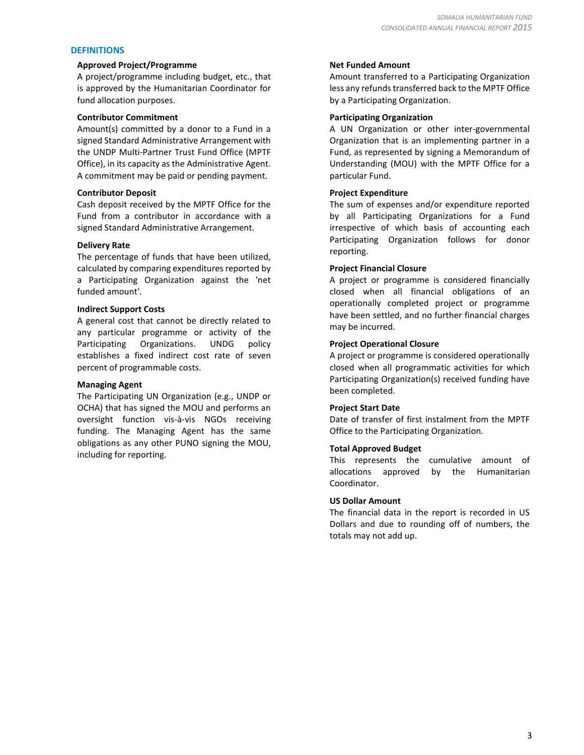## DEFINITIONS

### Approved Project/Programme

A project/programme including budget, etc., that is approved by the Humanitarian Coordinator for fund allocation purposes.

### Contributor Commitment

Amount(s) committed by a donor to a Fund in a signed Standard Administrative Arrangement with the UNDP Multi-Partner Trust Fund Office (MPTF Office), in its capacity as the Administrative Agent. A commitment may be paid or pending payment.

### Contributor Deposit

Cash deposit received by the MPTF Office for the Fund from a contributor in accordance with a signed Standard Administrative Arrangement.

### Delivery Rate

The percentage of funds that have been utilized, calculated by comparing expenditures reported by a Participating Organization against the 'net funded amount'.

### Indirect Support Costs

A general cost that cannot be directly related to any particular programme or activity of the Participating Organizations. UNDG policy establishes a fixed indirect cost rate of seven percent of programmable costs.

### Managing Agent

The Participating UN Organization (e.g., UNDP or OCHA) that has signed the MOU and performs an oversight function vis-à-vis NGOs receiving funding. The Managing Agent has the same obligations as any other PUNO signing the MOU, including for reporting.

### Net Funded Amount

Amount transferred to a Participating Organization less any refunds transferred back to the MPTF Office by a Participating Organization.

### Participating Organization

A UN Organization or other inter-governmental Organization that is an implementing partner in a Fund, as represented by signing a Memorandum of Understanding (MOU) with the MPTF Office for a particular Fund.

### Project Expenditure

The sum of expenses and/or expenditure reported by all Participating Organizations for a Fund irrespective of which basis of accounting each Participating Organization follows for donor reporting.

### Project Financial Closure

A project or programme is considered financially closed when all financial obligations of an operationally completed project or programme have been settled, and no further financial charges may be incurred.

### Project Operational Closure

A project or programme is considered operationally closed when all programmatic activities for which Participating Organization(s) received funding have been completed.

### Project Start Date

Date of transfer of first instalment from the MPTF Office to the Participating Organization.

### Total Approved Budget

This represents the cumulative amount of allocations approved by the Humanitarian Coordinator.

### US Dollar Amount

The financial data in the report is recorded in US Dollars and due to rounding off of numbers, the totals may not add up.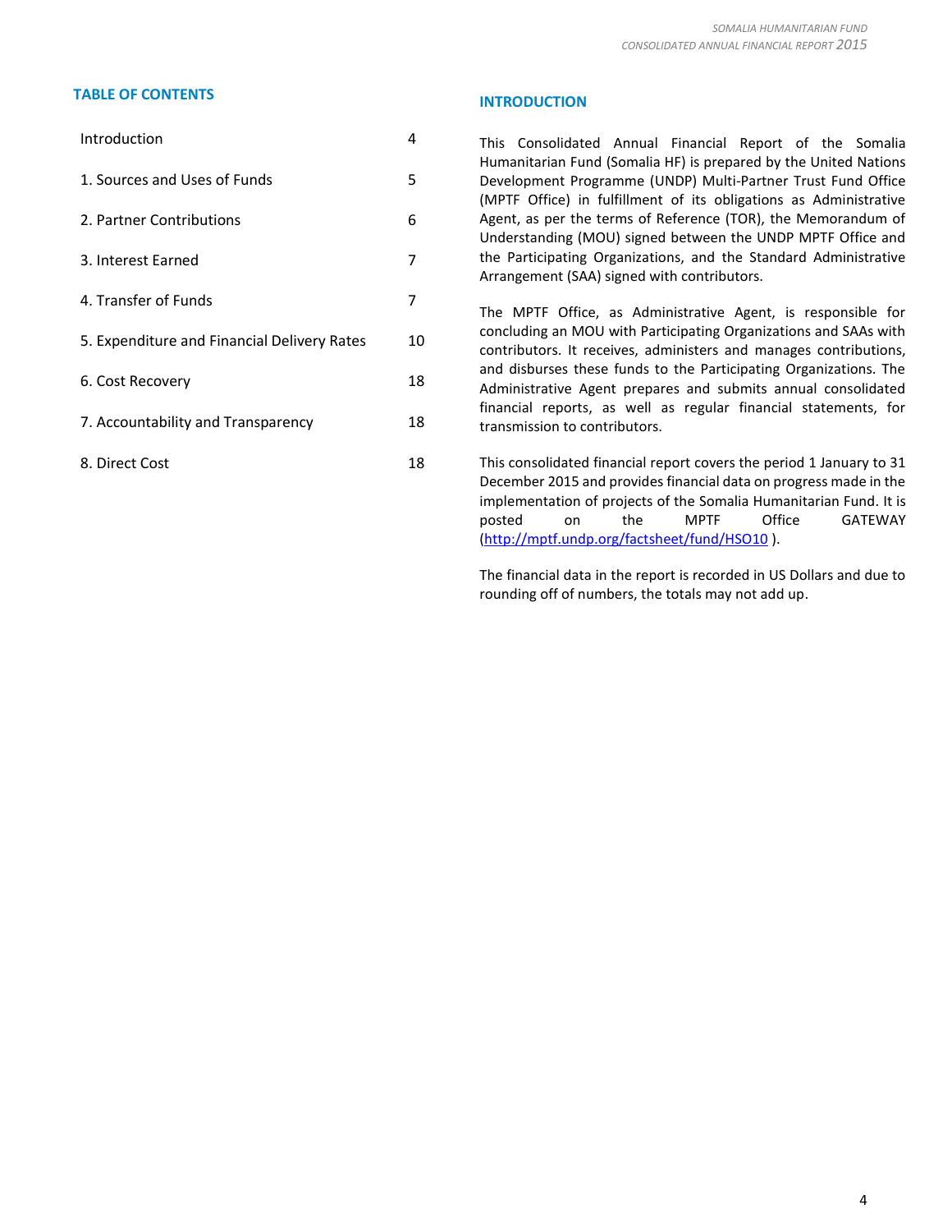## TABLE OF CONTENTS

| | |
|---|---|
| Introduction | 4 |
| 1. Sources and Uses of Funds | 5 |
| 2. Partner Contributions | 6 |
| 3. Interest Earned | 7 |
| 4. Transfer of Funds | 7 |
| 5. Expenditure and Financial Delivery Rates | 10 |
| 6. Cost Recovery | 18 |
| 7. Accountability and Transparency | 18 |
| 8. Direct Cost | 18 |

## INTRODUCTION

This Consolidated Annual Financial Report of the Somalia Humanitarian Fund (Somalia HF) is prepared by the United Nations Development Programme (UNDP) Multi-Partner Trust Fund Office (MPTF Office) in fulfillment of its obligations as Administrative Agent, as per the terms of Reference (TOR), the Memorandum of Understanding (MOU) signed between the UNDP MPTF Office and the Participating Organizations, and the Standard Administrative Arrangement (SAA) signed with contributors.

The MPTF Office, as Administrative Agent, is responsible for concluding an MOU with Participating Organizations and SAAs with contributors. It receives, administers and manages contributions, and disburses these funds to the Participating Organizations. The Administrative Agent prepares and submits annual consolidated financial reports, as well as regular financial statements, for transmission to contributors.

This consolidated financial report covers the period 1 January to 31 December 2015 and provides financial data on progress made in the implementation of projects of the Somalia Humanitarian Fund. It is posted on the MPTF Office GATEWAY (http://mptf.undp.org/factsheet/fund/HSO10 ).

The financial data in the report is recorded in US Dollars and due to rounding off of numbers, the totals may not add up.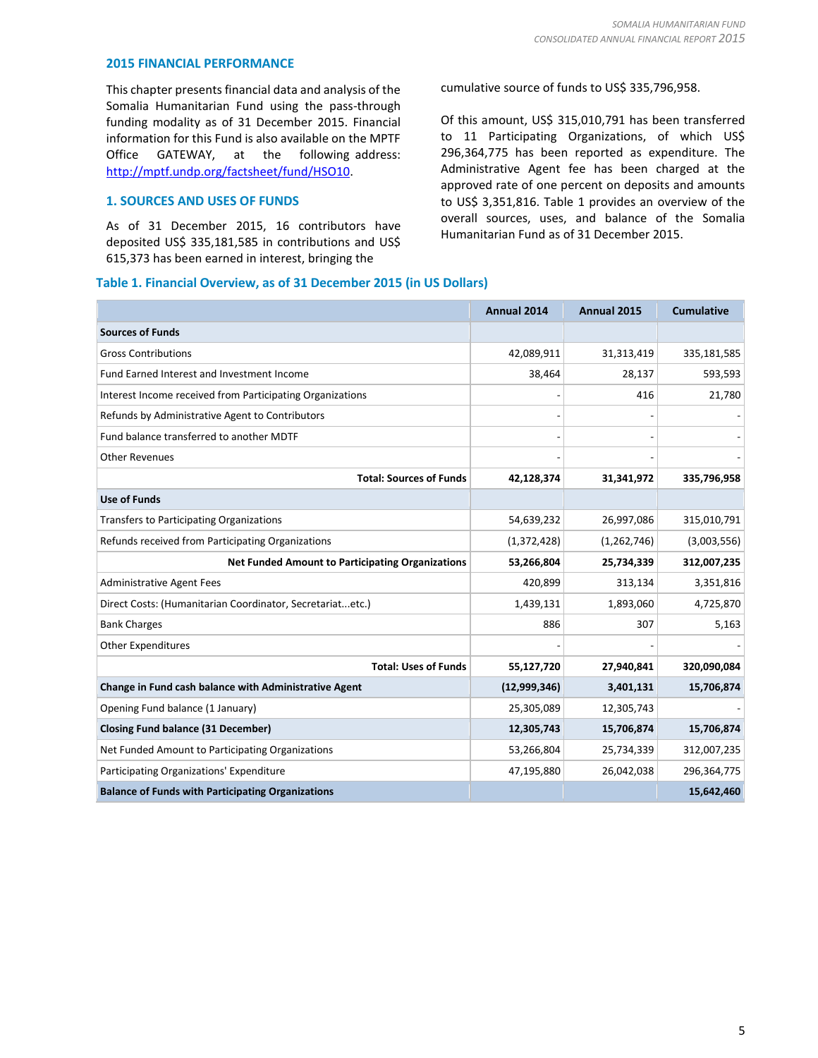## 2015 FINANCIAL PERFORMANCE

This chapter presents financial data and analysis of the Somalia Humanitarian Fund using the pass-through funding modality as of 31 December 2015. Financial information for this Fund is also available on the MPTF Office GATEWAY, at the following address: http://mptf.undp.org/factsheet/fund/HSO10.

### 1. SOURCES AND USES OF FUNDS

As of 31 December 2015, 16 contributors have deposited US$ 335,181,585 in contributions and US$ 615,373 has been earned in interest, bringing the cumulative source of funds to US$ 335,796,958.

Of this amount, US$ 315,010,791 has been transferred to 11 Participating Organizations, of which US$ 296,364,775 has been reported as expenditure. The Administrative Agent fee has been charged at the approved rate of one percent on deposits and amounts to US$ 3,351,816. Table 1 provides an overview of the overall sources, uses, and balance of the Somalia Humanitarian Fund as of 31 December 2015.

**Table 1. Financial Overview, as of 31 December 2015 (in US Dollars)**

| | Annual 2014 | Annual 2015 | Cumulative |
|---|---|---|---|
| **Sources of Funds** | | | |
| Gross Contributions | 42,089,911 | 31,313,419 | 335,181,585 |
| Fund Earned Interest and Investment Income | 38,464 | 28,137 | 593,593 |
| Interest Income received from Participating Organizations | - | 416 | 21,780 |
| Refunds by Administrative Agent to Contributors | - | - | - |
| Fund balance transferred to another MDTF | - | - | - |
| Other Revenues | - | - | - |
| **Total: Sources of Funds** | **42,128,374** | **31,341,972** | **335,796,958** |
| **Use of Funds** | | | |
| Transfers to Participating Organizations | 54,639,232 | 26,997,086 | 315,010,791 |
| Refunds received from Participating Organizations | (1,372,428) | (1,262,746) | (3,003,556) |
| **Net Funded Amount to Participating Organizations** | **53,266,804** | **25,734,339** | **312,007,235** |
| Administrative Agent Fees | 420,899 | 313,134 | 3,351,816 |
| Direct Costs: (Humanitarian Coordinator, Secretariat...etc.) | 1,439,131 | 1,893,060 | 4,725,870 |
| Bank Charges | 886 | 307 | 5,163 |
| Other Expenditures | - | - | - |
| **Total: Uses of Funds** | **55,127,720** | **27,940,841** | **320,090,084** |
| **Change in Fund cash balance with Administrative Agent** | **(12,999,346)** | **3,401,131** | **15,706,874** |
| Opening Fund balance (1 January) | 25,305,089 | 12,305,743 | - |
| **Closing Fund balance (31 December)** | **12,305,743** | **15,706,874** | **15,706,874** |
| Net Funded Amount to Participating Organizations | 53,266,804 | 25,734,339 | 312,007,235 |
| Participating Organizations' Expenditure | 47,195,880 | 26,042,038 | 296,364,775 |
| **Balance of Funds with Participating Organizations** | | | **15,642,460** |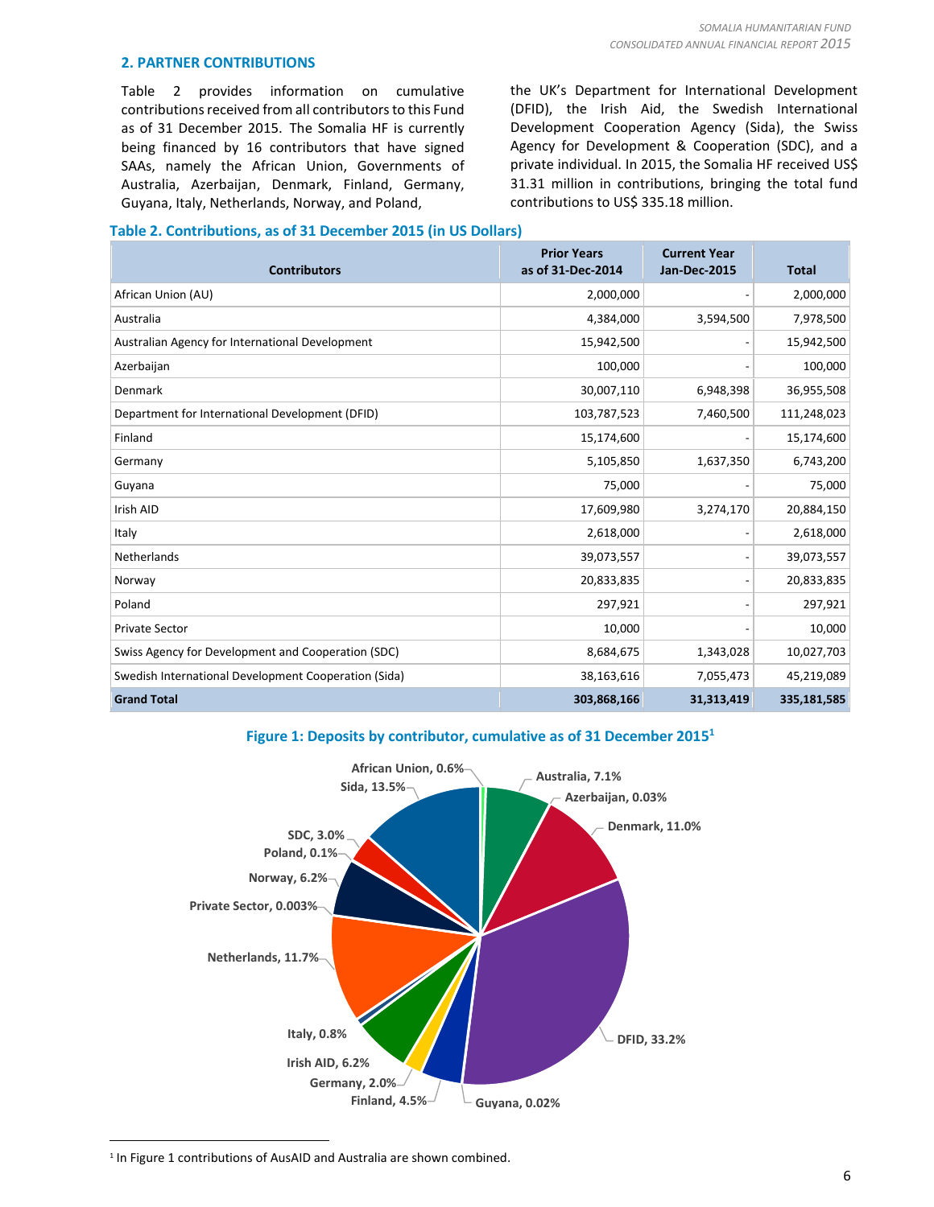## 2. PARTNER CONTRIBUTIONS

Table 2 provides information on cumulative contributions received from all contributors to this Fund as of 31 December 2015. The Somalia HF is currently being financed by 16 contributors that have signed SAAs, namely the African Union, Governments of Australia, Azerbaijan, Denmark, Finland, Germany, Guyana, Italy, Netherlands, Norway, and Poland, the UK's Department for International Development (DFID), the Irish Aid, the Swedish International Development Cooperation Agency (Sida), the Swiss Agency for Development & Cooperation (SDC), and a private individual. In 2015, the Somalia HF received US$ 31.31 million in contributions, bringing the total fund contributions to US$ 335.18 million.

**Table 2. Contributions, as of 31 December 2015 (in US Dollars)**

| Contributors | Prior Years as of 31-Dec-2014 | Current Year Jan-Dec-2015 | Total |
|---|---|---|---|
| African Union (AU) | 2,000,000 | - | 2,000,000 |
| Australia | 4,384,000 | 3,594,500 | 7,978,500 |
| Australian Agency for International Development | 15,942,500 | - | 15,942,500 |
| Azerbaijan | 100,000 | - | 100,000 |
| Denmark | 30,007,110 | 6,948,398 | 36,955,508 |
| Department for International Development (DFID) | 103,787,523 | 7,460,500 | 111,248,023 |
| Finland | 15,174,600 | - | 15,174,600 |
| Germany | 5,105,850 | 1,637,350 | 6,743,200 |
| Guyana | 75,000 | - | 75,000 |
| Irish AID | 17,609,980 | 3,274,170 | 20,884,150 |
| Italy | 2,618,000 | - | 2,618,000 |
| Netherlands | 39,073,557 | - | 39,073,557 |
| Norway | 20,833,835 | - | 20,833,835 |
| Poland | 297,921 | - | 297,921 |
| Private Sector | 10,000 | - | 10,000 |
| Swiss Agency for Development and Cooperation (SDC) | 8,684,675 | 1,343,028 | 10,027,703 |
| Swedish International Development Cooperation (Sida) | 38,163,616 | 7,055,473 | 45,219,089 |
| **Grand Total** | **303,868,166** | **31,313,419** | **335,181,585** |

**Figure 1: Deposits by contributor, cumulative as of 31 December 2015[1]**

African Union, 0.6%
Australia, 7.1%
Azerbaijan, 0.03%
Denmark, 11.0%
DFID, 33.2%
Guyana, 0.02%
Finland, 4.5%
Germany, 2.0%
Irish AID, 6.2%
Italy, 0.8%
Netherlands, 11.7%
Private Sector, 0.003%
Norway, 6.2%
Poland, 0.1%
SDC, 3.0%
Sida, 13.5%

[1] In Figure 1 contributions of AusAID and Australia are shown combined.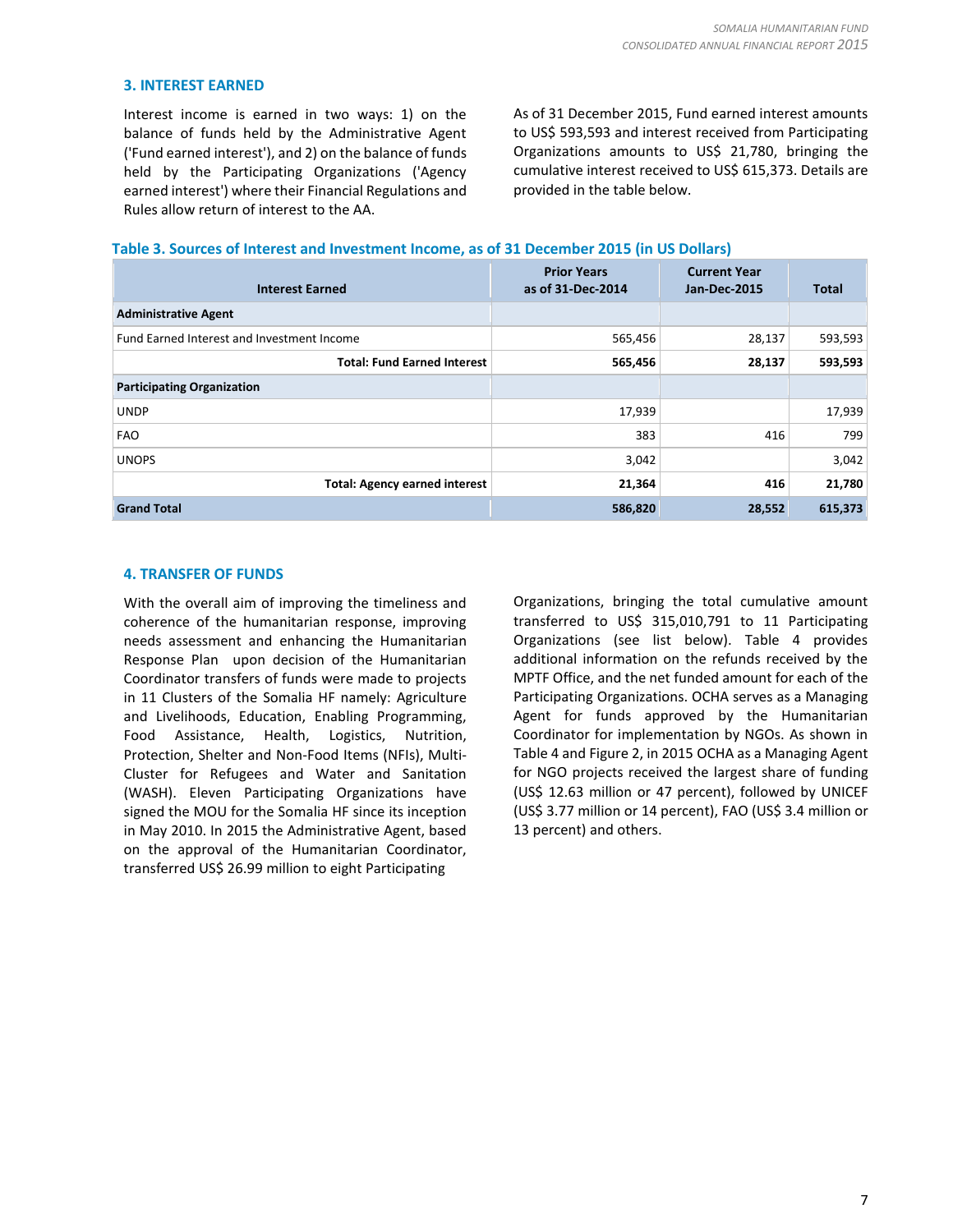## 3. INTEREST EARNED

Interest income is earned in two ways: 1) on the balance of funds held by the Administrative Agent ('Fund earned interest'), and 2) on the balance of funds held by the Participating Organizations ('Agency earned interest') where their Financial Regulations and Rules allow return of interest to the AA.

As of 31 December 2015, Fund earned interest amounts to US$ 593,593 and interest received from Participating Organizations amounts to US$ 21,780, bringing the cumulative interest received to US$ 615,373. Details are provided in the table below.

**Table 3. Sources of Interest and Investment Income, as of 31 December 2015 (in US Dollars)**

| Interest Earned | Prior Years as of 31-Dec-2014 | Current Year Jan-Dec-2015 | Total |
|---|---|---|---|
| **Administrative Agent** | | | |
| Fund Earned Interest and Investment Income | 565,456 | 28,137 | 593,593 |
| **Total: Fund Earned Interest** | **565,456** | **28,137** | **593,593** |
| **Participating Organization** | | | |
| UNDP | 17,939 | | 17,939 |
| FAO | 383 | 416 | 799 |
| UNOPS | 3,042 | | 3,042 |
| **Total: Agency earned interest** | **21,364** | **416** | **21,780** |
| **Grand Total** | **586,820** | **28,552** | **615,373** |

## 4. TRANSFER OF FUNDS

With the overall aim of improving the timeliness and coherence of the humanitarian response, improving needs assessment and enhancing the Humanitarian Response Plan upon decision of the Humanitarian Coordinator transfers of funds were made to projects in 11 Clusters of the Somalia HF namely: Agriculture and Livelihoods, Education, Enabling Programming, Food Assistance, Health, Logistics, Nutrition, Protection, Shelter and Non-Food Items (NFIs), Multi-Cluster for Refugees and Water and Sanitation (WASH). Eleven Participating Organizations have signed the MOU for the Somalia HF since its inception in May 2010. In 2015 the Administrative Agent, based on the approval of the Humanitarian Coordinator, transferred US$ 26.99 million to eight Participating Organizations, bringing the total cumulative amount transferred to US$ 315,010,791 to 11 Participating Organizations (see list below). Table 4 provides additional information on the refunds received by the MPTF Office, and the net funded amount for each of the Participating Organizations. OCHA serves as a Managing Agent for funds approved by the Humanitarian Coordinator for implementation by NGOs. As shown in Table 4 and Figure 2, in 2015 OCHA as a Managing Agent for NGO projects received the largest share of funding (US$ 12.63 million or 47 percent), followed by UNICEF (US$ 3.77 million or 14 percent), FAO (US$ 3.4 million or 13 percent) and others.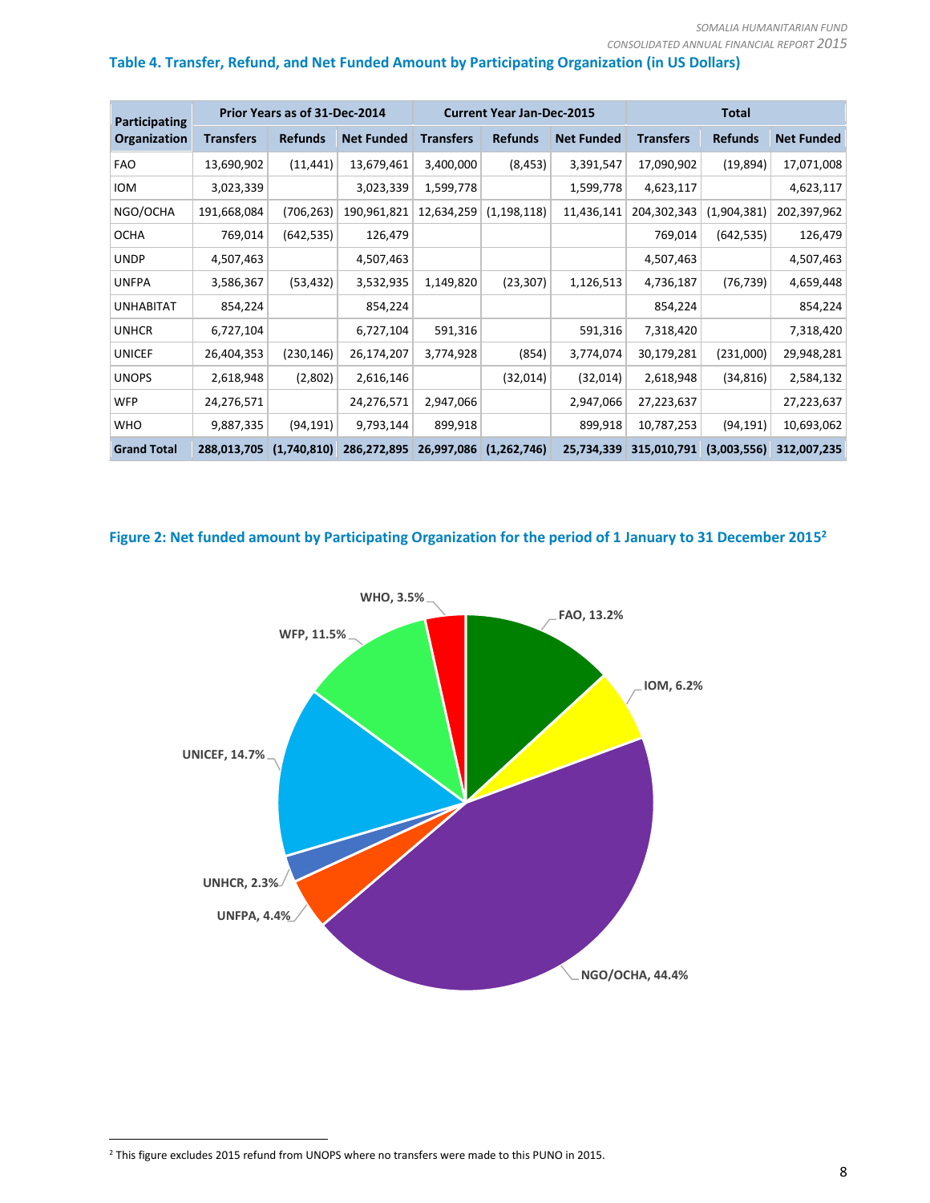### Table 4. Transfer, Refund, and Net Funded Amount by Participating Organization (in US Dollars)

| Participating Organization | Prior Years as of 31-Dec-2014 | | | Current Year Jan-Dec-2015 | | | Total | | |
|---|---|---|---|---|---|---|---|---|---|
| | Transfers | Refunds | Net Funded | Transfers | Refunds | Net Funded | Transfers | Refunds | Net Funded |
| FAO | 13,690,902 | (11,441) | 13,679,461 | 3,400,000 | (8,453) | 3,391,547 | 17,090,902 | (19,894) | 17,071,008 |
| IOM | 3,023,339 | | 3,023,339 | 1,599,778 | | 1,599,778 | 4,623,117 | | 4,623,117 |
| NGO/OCHA | 191,668,084 | (706,263) | 190,961,821 | 12,634,259 | (1,198,118) | 11,436,141 | 204,302,343 | (1,904,381) | 202,397,962 |
| OCHA | 769,014 | (642,535) | 126,479 | | | | 769,014 | (642,535) | 126,479 |
| UNDP | 4,507,463 | | 4,507,463 | | | | 4,507,463 | | 4,507,463 |
| UNFPA | 3,586,367 | (53,432) | 3,532,935 | 1,149,820 | (23,307) | 1,126,513 | 4,736,187 | (76,739) | 4,659,448 |
| UNHABITAT | 854,224 | | 854,224 | | | | 854,224 | | 854,224 |
| UNHCR | 6,727,104 | | 6,727,104 | 591,316 | | 591,316 | 7,318,420 | | 7,318,420 |
| UNICEF | 26,404,353 | (230,146) | 26,174,207 | 3,774,928 | (854) | 3,774,074 | 30,179,281 | (231,000) | 29,948,281 |
| UNOPS | 2,618,948 | (2,802) | 2,616,146 | | (32,014) | (32,014) | 2,618,948 | (34,816) | 2,584,132 |
| WFP | 24,276,571 | | 24,276,571 | 2,947,066 | | 2,947,066 | 27,223,637 | | 27,223,637 |
| WHO | 9,887,335 | (94,191) | 9,793,144 | 899,918 | | 899,918 | 10,787,253 | (94,191) | 10,693,062 |
| **Grand Total** | **288,013,705** | **(1,740,810)** | **286,272,895** | **26,997,086** | **(1,262,746)** | **25,734,339** | **315,010,791** | **(3,003,556)** | **312,007,235** |

### Figure 2: Net funded amount by Participating Organization for the period of 1 January to 31 December 2015[2]

WHO, 3.5%
FAO, 13.2%
IOM, 6.2%
WFP, 11.5%
UNICEF, 14.7%
UNHCR, 2.3%
UNFPA, 4.4%
NGO/OCHA, 44.4%

[2] This figure excludes 2015 refund from UNOPS where no transfers were made to this PUNO in 2015.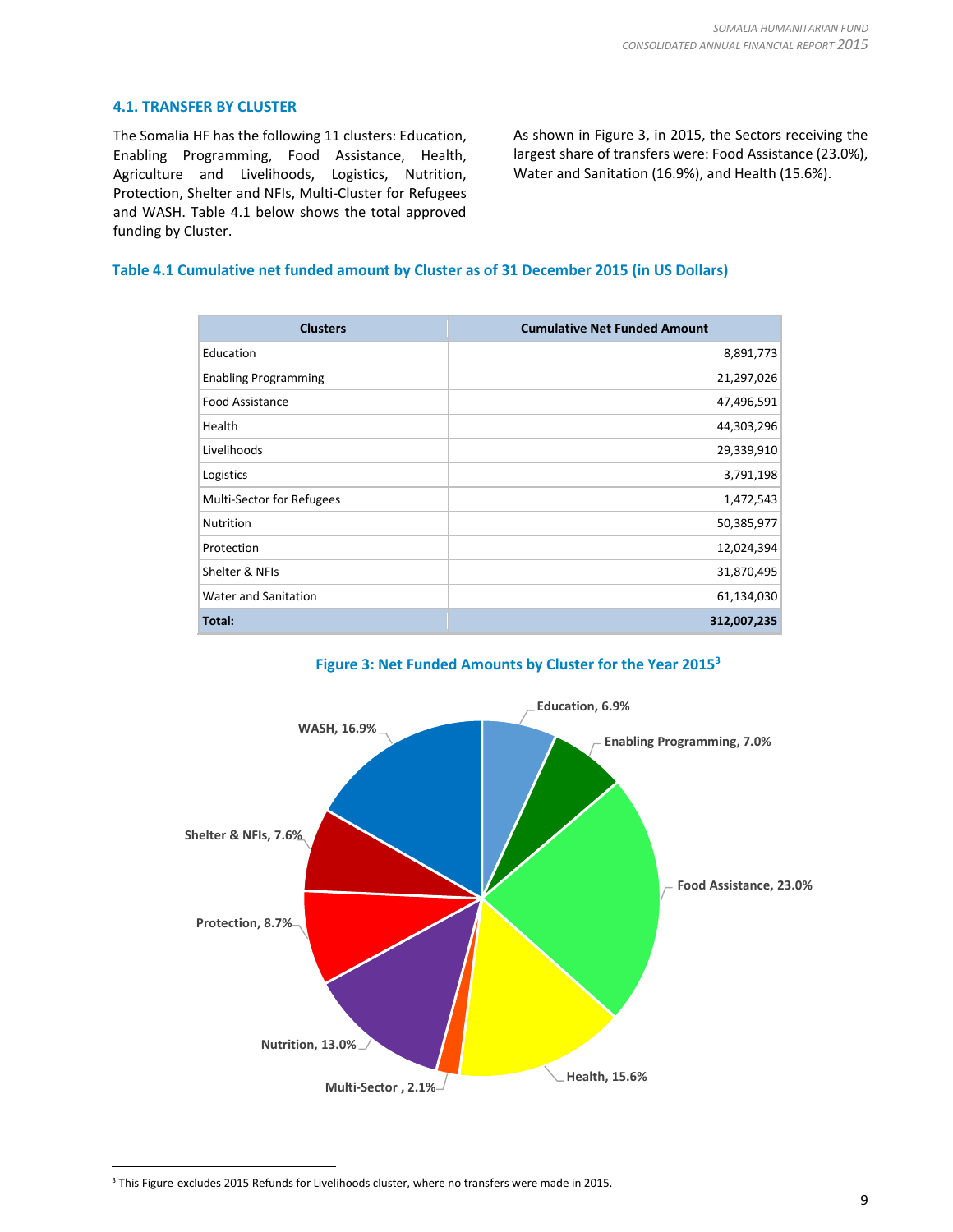### 4.1. TRANSFER BY CLUSTER

The Somalia HF has the following 11 clusters: Education, Enabling Programming, Food Assistance, Health, Agriculture and Livelihoods, Logistics, Nutrition, Protection, Shelter and NFIs, Multi-Cluster for Refugees and WASH. Table 4.1 below shows the total approved funding by Cluster.

As shown in Figure 3, in 2015, the Sectors receiving the largest share of transfers were: Food Assistance (23.0%), Water and Sanitation (16.9%), and Health (15.6%).

**Table 4.1 Cumulative net funded amount by Cluster as of 31 December 2015 (in US Dollars)**

| Clusters | Cumulative Net Funded Amount |
|---|---:|
| Education | 8,891,773 |
| Enabling Programming | 21,297,026 |
| Food Assistance | 47,496,591 |
| Health | 44,303,296 |
| Livelihoods | 29,339,910 |
| Logistics | 3,791,198 |
| Multi-Sector for Refugees | 1,472,543 |
| Nutrition | 50,385,977 |
| Protection | 12,024,394 |
| Shelter & NFIs | 31,870,495 |
| Water and Sanitation | 61,134,030 |
| **Total:** | **312,007,235** |

**Figure 3: Net Funded Amounts by Cluster for the Year 2015**[3]

Education, 6.9%
Enabling Programming, 7.0%
Food Assistance, 23.0%
Health, 15.6%
Multi-Sector , 2.1%
Nutrition, 13.0%
Protection, 8.7%
Shelter & NFIs, 7.6%
WASH, 16.9%

[3] This Figure excludes 2015 Refunds for Livelihoods cluster, where no transfers were made in 2015.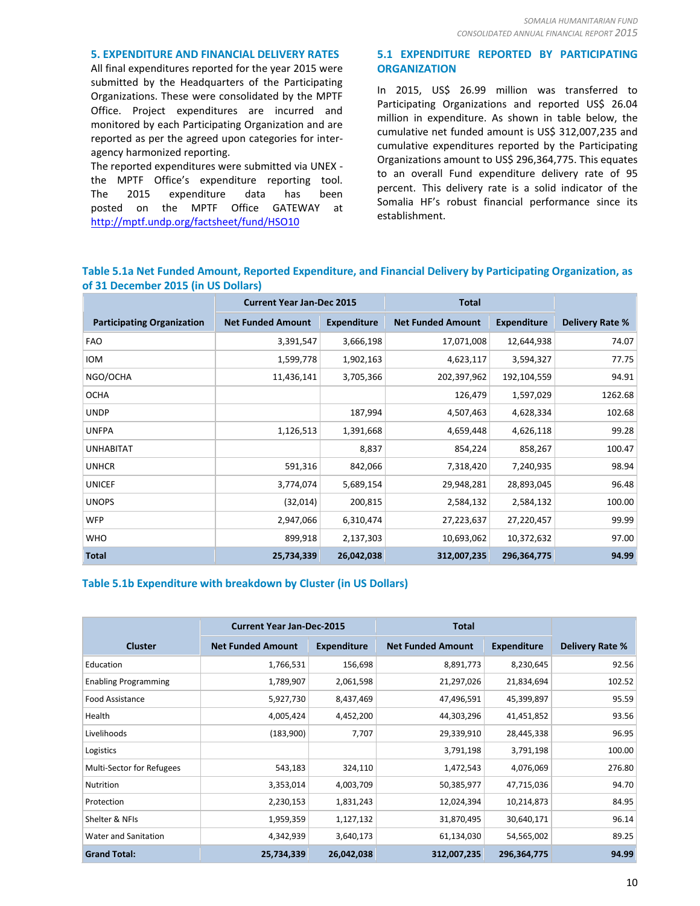## 5. EXPENDITURE AND FINANCIAL DELIVERY RATES

All final expenditures reported for the year 2015 were submitted by the Headquarters of the Participating Organizations. These were consolidated by the MPTF Office. Project expenditures are incurred and monitored by each Participating Organization and are reported as per the agreed upon categories for inter-agency harmonized reporting.

The reported expenditures were submitted via UNEX - the MPTF Office's expenditure reporting tool. The 2015 expenditure data has been posted on the MPTF Office GATEWAY at http://mptf.undp.org/factsheet/fund/HSO10

### 5.1 EXPENDITURE REPORTED BY PARTICIPATING ORGANIZATION

In 2015, US$ 26.99 million was transferred to Participating Organizations and reported US$ 26.04 million in expenditure. As shown in table below, the cumulative net funded amount is US$ 312,007,235 and cumulative expenditures reported by the Participating Organizations amount to US$ 296,364,775. This equates to an overall Fund expenditure delivery rate of 95 percent. This delivery rate is a solid indicator of the Somalia HF's robust financial performance since its establishment.

**Table 5.1a Net Funded Amount, Reported Expenditure, and Financial Delivery by Participating Organization, as of 31 December 2015 (in US Dollars)**

| | Current Year Jan-Dec 2015 | | Total | | |
|---|---|---|---|---|---|
| Participating Organization | Net Funded Amount | Expenditure | Net Funded Amount | Expenditure | Delivery Rate % |
| FAO | 3,391,547 | 3,666,198 | 17,071,008 | 12,644,938 | 74.07 |
| IOM | 1,599,778 | 1,902,163 | 4,623,117 | 3,594,327 | 77.75 |
| NGO/OCHA | 11,436,141 | 3,705,366 | 202,397,962 | 192,104,559 | 94.91 |
| OCHA | | | 126,479 | 1,597,029 | 1262.68 |
| UNDP | | 187,994 | 4,507,463 | 4,628,334 | 102.68 |
| UNFPA | 1,126,513 | 1,391,668 | 4,659,448 | 4,626,118 | 99.28 |
| UNHABITAT | | 8,837 | 854,224 | 858,267 | 100.47 |
| UNHCR | 591,316 | 842,066 | 7,318,420 | 7,240,935 | 98.94 |
| UNICEF | 3,774,074 | 5,689,154 | 29,948,281 | 28,893,045 | 96.48 |
| UNOPS | (32,014) | 200,815 | 2,584,132 | 2,584,132 | 100.00 |
| WFP | 2,947,066 | 6,310,474 | 27,223,637 | 27,220,457 | 99.99 |
| WHO | 899,918 | 2,137,303 | 10,693,062 | 10,372,632 | 97.00 |
| **Total** | **25,734,339** | **26,042,038** | **312,007,235** | **296,364,775** | **94.99** |

**Table 5.1b Expenditure with breakdown by Cluster (in US Dollars)**

| | Current Year Jan-Dec-2015 | | Total | | |
|---|---|---|---|---|---|
| Cluster | Net Funded Amount | Expenditure | Net Funded Amount | Expenditure | Delivery Rate % |
| Education | 1,766,531 | 156,698 | 8,891,773 | 8,230,645 | 92.56 |
| Enabling Programming | 1,789,907 | 2,061,598 | 21,297,026 | 21,834,694 | 102.52 |
| Food Assistance | 5,927,730 | 8,437,469 | 47,496,591 | 45,399,897 | 95.59 |
| Health | 4,005,424 | 4,452,200 | 44,303,296 | 41,451,852 | 93.56 |
| Livelihoods | (183,900) | 7,707 | 29,339,910 | 28,445,338 | 96.95 |
| Logistics | | | 3,791,198 | 3,791,198 | 100.00 |
| Multi-Sector for Refugees | 543,183 | 324,110 | 1,472,543 | 4,076,069 | 276.80 |
| Nutrition | 3,353,014 | 4,003,709 | 50,385,977 | 47,715,036 | 94.70 |
| Protection | 2,230,153 | 1,831,243 | 12,024,394 | 10,214,873 | 84.95 |
| Shelter & NFIs | 1,959,359 | 1,127,132 | 31,870,495 | 30,640,171 | 96.14 |
| Water and Sanitation | 4,342,939 | 3,640,173 | 61,134,030 | 54,565,002 | 89.25 |
| **Grand Total:** | **25,734,339** | **26,042,038** | **312,007,235** | **296,364,775** | **94.99** |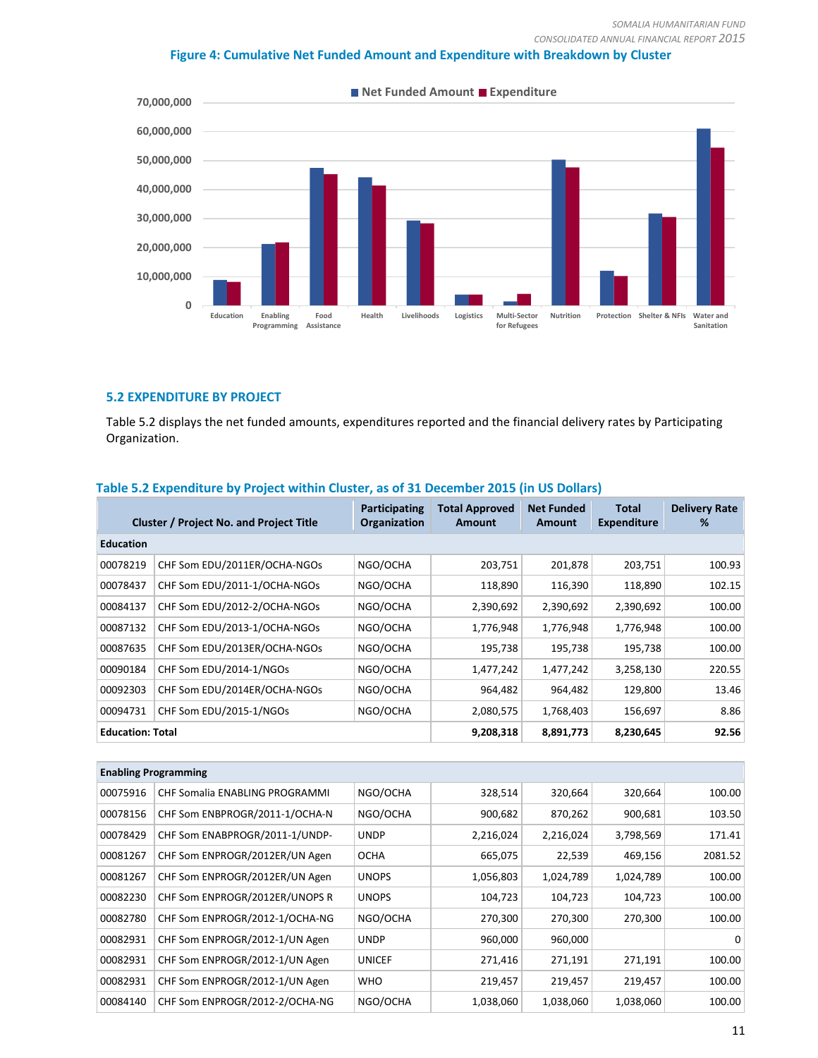**Figure 4: Cumulative Net Funded Amount and Expenditure with Breakdown by Cluster**

Net Funded Amount
Expenditure

70,000,000
60,000,000
50,000,000
40,000,000
30,000,000
20,000,000
10,000,000
0

Education
Enabling Programming
Food Assistance
Health
Livelihoods
Logistics
Multi-Sector for Refugees
Nutrition
Protection
Shelter & NFIs
Water and Sanitation

## 5.2 EXPENDITURE BY PROJECT

Table 5.2 displays the net funded amounts, expenditures reported and the financial delivery rates by Participating Organization.

**Table 5.2 Expenditure by Project within Cluster, as of 31 December 2015 (in US Dollars)**

| Cluster / Project No. and Project Title | | Participating Organization | Total Approved Amount | Net Funded Amount | Total Expenditure | Delivery Rate % |
|---|---|---|---|---|---|---|
| **Education** | | | | | | |
| 00078219 | CHF Som EDU/2011ER/OCHA-NGOs | NGO/OCHA | 203,751 | 201,878 | 203,751 | 100.93 |
| 00078437 | CHF Som EDU/2011-1/OCHA-NGOs | NGO/OCHA | 118,890 | 116,390 | 118,890 | 102.15 |
| 00084137 | CHF Som EDU/2012-2/OCHA-NGOs | NGO/OCHA | 2,390,692 | 2,390,692 | 2,390,692 | 100.00 |
| 00087132 | CHF Som EDU/2013-1/OCHA-NGOs | NGO/OCHA | 1,776,948 | 1,776,948 | 1,776,948 | 100.00 |
| 00087635 | CHF Som EDU/2013ER/OCHA-NGOs | NGO/OCHA | 195,738 | 195,738 | 195,738 | 100.00 |
| 00090184 | CHF Som EDU/2014-1/NGOs | NGO/OCHA | 1,477,242 | 1,477,242 | 3,258,130 | 220.55 |
| 00092303 | CHF Som EDU/2014ER/OCHA-NGOs | NGO/OCHA | 964,482 | 964,482 | 129,800 | 13.46 |
| 00094731 | CHF Som EDU/2015-1/NGOs | NGO/OCHA | 2,080,575 | 1,768,403 | 156,697 | 8.86 |
| **Education: Total** | | | **9,208,318** | **8,891,773** | **8,230,645** | **92.56** |
| **Enabling Programming** | | | | | | |
| 00075916 | CHF Somalia ENABLING PROGRAMMI | NGO/OCHA | 328,514 | 320,664 | 320,664 | 100.00 |
| 00078156 | CHF Som ENBPROGR/2011-1/OCHA-N | NGO/OCHA | 900,682 | 870,262 | 900,681 | 103.50 |
| 00078429 | CHF Som ENABPROGR/2011-1/UNDP- | UNDP | 2,216,024 | 2,216,024 | 3,798,569 | 171.41 |
| 00081267 | CHF Som ENPROGR/2012ER/UN Agen | OCHA | 665,075 | 22,539 | 469,156 | 2081.52 |
| 00081267 | CHF Som ENPROGR/2012ER/UN Agen | UNOPS | 1,056,803 | 1,024,789 | 1,024,789 | 100.00 |
| 00082230 | CHF Som ENPROGR/2012ER/UNOPS R | UNOPS | 104,723 | 104,723 | 104,723 | 100.00 |
| 00082780 | CHF Som ENPROGR/2012-1/OCHA-NG | NGO/OCHA | 270,300 | 270,300 | 270,300 | 100.00 |
| 00082931 | CHF Som ENPROGR/2012-1/UN Agen | UNDP | 960,000 | 960,000 | | 0 |
| 00082931 | CHF Som ENPROGR/2012-1/UN Agen | UNICEF | 271,416 | 271,191 | 271,191 | 100.00 |
| 00082931 | CHF Som ENPROGR/2012-1/UN Agen | WHO | 219,457 | 219,457 | 219,457 | 100.00 |
| 00084140 | CHF Som ENPROGR/2012-2/OCHA-NG | NGO/OCHA | 1,038,060 | 1,038,060 | 1,038,060 | 100.00 |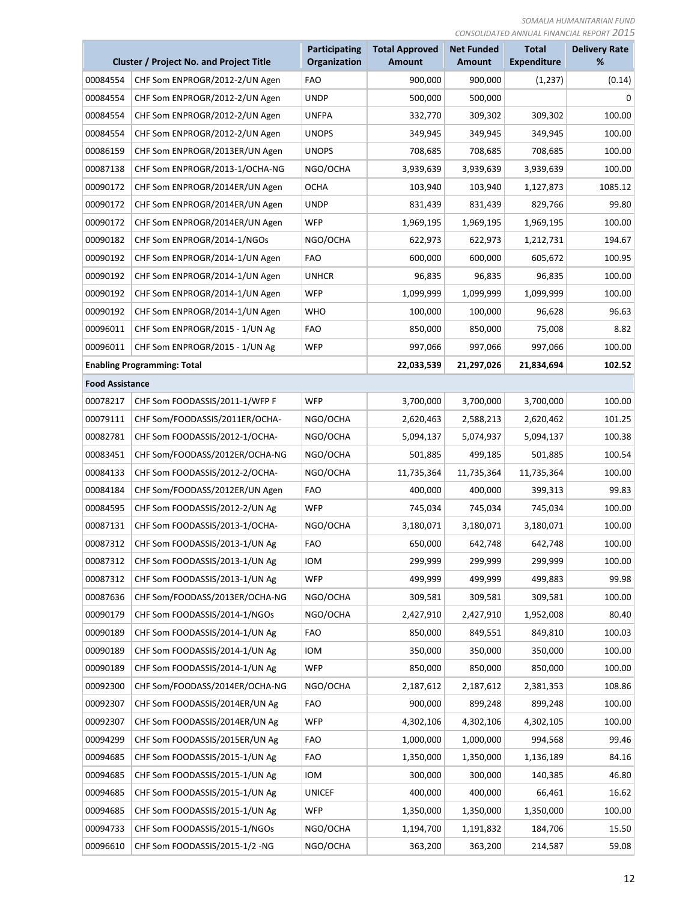| Cluster / Project No. and Project Title | | Participating Organization | Total Approved Amount | Net Funded Amount | Total Expenditure | Delivery Rate % |
|---|---|---|---|---|---|---|
| 00084554 | CHF Som ENPROGR/2012-2/UN Agen | FAO | 900,000 | 900,000 | (1,237) | (0.14) |
| 00084554 | CHF Som ENPROGR/2012-2/UN Agen | UNDP | 500,000 | 500,000 | | 0 |
| 00084554 | CHF Som ENPROGR/2012-2/UN Agen | UNFPA | 332,770 | 309,302 | 309,302 | 100.00 |
| 00084554 | CHF Som ENPROGR/2012-2/UN Agen | UNOPS | 349,945 | 349,945 | 349,945 | 100.00 |
| 00086159 | CHF Som ENPROGR/2013ER/UN Agen | UNOPS | 708,685 | 708,685 | 708,685 | 100.00 |
| 00087138 | CHF Som ENPROGR/2013-1/OCHA-NG | NGO/OCHA | 3,939,639 | 3,939,639 | 3,939,639 | 100.00 |
| 00090172 | CHF Som ENPROGR/2014ER/UN Agen | OCHA | 103,940 | 103,940 | 1,127,873 | 1085.12 |
| 00090172 | CHF Som ENPROGR/2014ER/UN Agen | UNDP | 831,439 | 831,439 | 829,766 | 99.80 |
| 00090172 | CHF Som ENPROGR/2014ER/UN Agen | WFP | 1,969,195 | 1,969,195 | 1,969,195 | 100.00 |
| 00090182 | CHF Som ENPROGR/2014-1/NGOs | NGO/OCHA | 622,973 | 622,973 | 1,212,731 | 194.67 |
| 00090192 | CHF Som ENPROGR/2014-1/UN Agen | FAO | 600,000 | 600,000 | 605,672 | 100.95 |
| 00090192 | CHF Som ENPROGR/2014-1/UN Agen | UNHCR | 96,835 | 96,835 | 96,835 | 100.00 |
| 00090192 | CHF Som ENPROGR/2014-1/UN Agen | WFP | 1,099,999 | 1,099,999 | 1,099,999 | 100.00 |
| 00090192 | CHF Som ENPROGR/2014-1/UN Agen | WHO | 100,000 | 100,000 | 96,628 | 96.63 |
| 00096011 | CHF Som ENPROGR/2015 - 1/UN Ag | FAO | 850,000 | 850,000 | 75,008 | 8.82 |
| 00096011 | CHF Som ENPROGR/2015 - 1/UN Ag | WFP | 997,066 | 997,066 | 997,066 | 100.00 |
| **Enabling Programming: Total** | | | **22,033,539** | **21,297,026** | **21,834,694** | **102.52** |
| **Food Assistance** | | | | | | |
| 00078217 | CHF Som FOODASSIS/2011-1/WFP F | WFP | 3,700,000 | 3,700,000 | 3,700,000 | 100.00 |
| 00079111 | CHF Som/FOODASSIS/2011ER/OCHA- | NGO/OCHA | 2,620,463 | 2,588,213 | 2,620,462 | 101.25 |
| 00082781 | CHF Som FOODASSIS/2012-1/OCHA- | NGO/OCHA | 5,094,137 | 5,074,937 | 5,094,137 | 100.38 |
| 00083451 | CHF Som/FOODASS/2012ER/OCHA-NG | NGO/OCHA | 501,885 | 499,185 | 501,885 | 100.54 |
| 00084133 | CHF Som FOODASSIS/2012-2/OCHA- | NGO/OCHA | 11,735,364 | 11,735,364 | 11,735,364 | 100.00 |
| 00084184 | CHF Som/FOODASSIS/2012ER/UN Agen | FAO | 400,000 | 400,000 | 399,313 | 99.83 |
| 00084595 | CHF Som FOODASSIS/2012-2/UN Ag | WFP | 745,034 | 745,034 | 745,034 | 100.00 |
| 00087131 | CHF Som FOODASSIS/2013-1/OCHA- | NGO/OCHA | 3,180,071 | 3,180,071 | 3,180,071 | 100.00 |
| 00087312 | CHF Som FOODASSIS/2013-1/UN Ag | FAO | 650,000 | 642,748 | 642,748 | 100.00 |
| 00087312 | CHF Som FOODASSIS/2013-1/UN Ag | IOM | 299,999 | 299,999 | 299,999 | 100.00 |
| 00087312 | CHF Som FOODASSIS/2013-1/UN Ag | WFP | 499,999 | 499,999 | 499,883 | 99.98 |
| 00087636 | CHF Som/FOODASS/2013ER/OCHA-NG | NGO/OCHA | 309,581 | 309,581 | 309,581 | 100.00 |
| 00090179 | CHF Som FOODASSIS/2014-1/NGOs | NGO/OCHA | 2,427,910 | 2,427,910 | 1,952,008 | 80.40 |
| 00090189 | CHF Som FOODASSIS/2014-1/UN Ag | FAO | 850,000 | 849,551 | 849,810 | 100.03 |
| 00090189 | CHF Som FOODASSIS/2014-1/UN Ag | IOM | 350,000 | 350,000 | 350,000 | 100.00 |
| 00090189 | CHF Som FOODASSIS/2014-1/UN Ag | WFP | 850,000 | 850,000 | 850,000 | 100.00 |
| 00092300 | CHF Som/FOODASS/2014ER/OCHA-NG | NGO/OCHA | 2,187,612 | 2,187,612 | 2,381,353 | 108.86 |
| 00092307 | CHF Som FOODASSIS/2014ER/UN Ag | FAO | 900,000 | 899,248 | 899,248 | 100.00 |
| 00092307 | CHF Som FOODASSIS/2014ER/UN Ag | WFP | 4,302,106 | 4,302,106 | 4,302,105 | 100.00 |
| 00094299 | CHF Som FOODASSIS/2015ER/UN Ag | FAO | 1,000,000 | 1,000,000 | 994,568 | 99.46 |
| 00094685 | CHF Som FOODASSIS/2015-1/UN Ag | FAO | 1,350,000 | 1,350,000 | 1,136,189 | 84.16 |
| 00094685 | CHF Som FOODASSIS/2015-1/UN Ag | IOM | 300,000 | 300,000 | 140,385 | 46.80 |
| 00094685 | CHF Som FOODASSIS/2015-1/UN Ag | UNICEF | 400,000 | 400,000 | 66,461 | 16.62 |
| 00094685 | CHF Som FOODASSIS/2015-1/UN Ag | WFP | 1,350,000 | 1,350,000 | 1,350,000 | 100.00 |
| 00094733 | CHF Som FOODASSIS/2015-1/NGOs | NGO/OCHA | 1,194,700 | 1,191,832 | 184,706 | 15.50 |
| 00096610 | CHF Som FOODASSIS/2015-1/2 -NG | NGO/OCHA | 363,200 | 363,200 | 214,587 | 59.08 |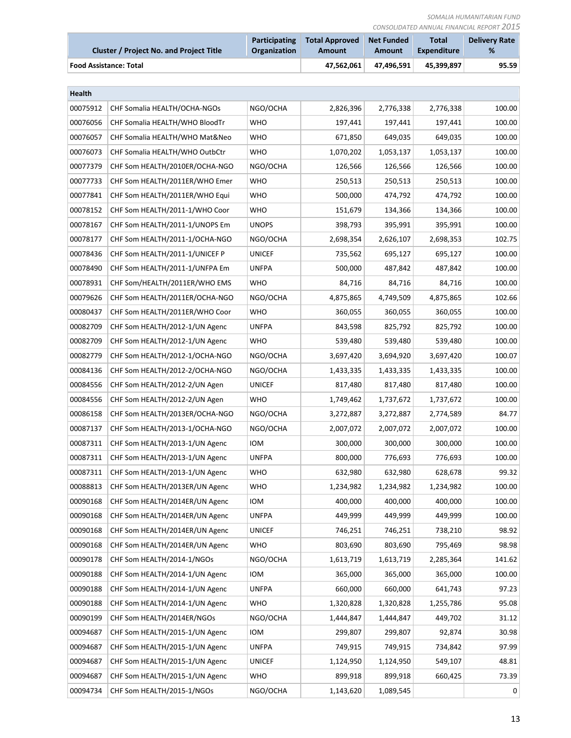| Cluster / Project No. and Project Title | | Participating Organization | Total Approved Amount | Net Funded Amount | Total Expenditure | Delivery Rate % |
|---|---|---|---|---|---|---|
| **Food Assistance: Total** | | | **47,562,061** | **47,496,591** | **45,399,897** | **95.59** |

| **Health** | | | | | | |
|---|---|---|---|---|---|---|
| 00075912 | CHF Somalia HEALTH/OCHA-NGOs | NGO/OCHA | 2,826,396 | 2,776,338 | 2,776,338 | 100.00 |
| 00076056 | CHF Somalia HEALTH/WHO BloodTr | WHO | 197,441 | 197,441 | 197,441 | 100.00 |
| 00076057 | CHF Somalia HEALTH/WHO Mat&Neo | WHO | 671,850 | 649,035 | 649,035 | 100.00 |
| 00076073 | CHF Somalia HEALTH/WHO OutbCtr | WHO | 1,070,202 | 1,053,137 | 1,053,137 | 100.00 |
| 00077379 | CHF Som HEALTH/2010ER/OCHA-NGO | NGO/OCHA | 126,566 | 126,566 | 126,566 | 100.00 |
| 00077733 | CHF Som HEALTH/2011ER/WHO Emer | WHO | 250,513 | 250,513 | 250,513 | 100.00 |
| 00077841 | CHF Som HEALTH/2011ER/WHO Equi | WHO | 500,000 | 474,792 | 474,792 | 100.00 |
| 00078152 | CHF Som HEALTH/2011-1/WHO Coor | WHO | 151,679 | 134,366 | 134,366 | 100.00 |
| 00078167 | CHF Som HEALTH/2011-1/UNOPS Em | UNOPS | 398,793 | 395,991 | 395,991 | 100.00 |
| 00078177 | CHF Som HEALTH/2011-1/OCHA-NGO | NGO/OCHA | 2,698,354 | 2,626,107 | 2,698,353 | 102.75 |
| 00078436 | CHF Som HEALTH/2011-1/UNICEF P | UNICEF | 735,562 | 695,127 | 695,127 | 100.00 |
| 00078490 | CHF Som HEALTH/2011-1/UNFPA Em | UNFPA | 500,000 | 487,842 | 487,842 | 100.00 |
| 00078931 | CHF Som/HEALTH/2011ER/WHO EMS | WHO | 84,716 | 84,716 | 84,716 | 100.00 |
| 00079626 | CHF Som HEALTH/2011ER/OCHA-NGO | NGO/OCHA | 4,875,865 | 4,749,509 | 4,875,865 | 102.66 |
| 00080437 | CHF Som HEALTH/2011ER/WHO Coor | WHO | 360,055 | 360,055 | 360,055 | 100.00 |
| 00082709 | CHF Som HEALTH/2012-1/UN Agenc | UNFPA | 843,598 | 825,792 | 825,792 | 100.00 |
| 00082709 | CHF Som HEALTH/2012-1/UN Agenc | WHO | 539,480 | 539,480 | 539,480 | 100.00 |
| 00082779 | CHF Som HEALTH/2012-1/OCHA-NGO | NGO/OCHA | 3,697,420 | 3,694,920 | 3,697,420 | 100.07 |
| 00084136 | CHF Som HEALTH/2012-2/OCHA-NGO | NGO/OCHA | 1,433,335 | 1,433,335 | 1,433,335 | 100.00 |
| 00084556 | CHF Som HEALTH/2012-2/UN Agen | UNICEF | 817,480 | 817,480 | 817,480 | 100.00 |
| 00084556 | CHF Som HEALTH/2012-2/UN Agen | WHO | 1,749,462 | 1,737,672 | 1,737,672 | 100.00 |
| 00086158 | CHF Som HEALTH/2013ER/OCHA-NGO | NGO/OCHA | 3,272,887 | 3,272,887 | 2,774,589 | 84.77 |
| 00087137 | CHF Som HEALTH/2013-1/OCHA-NGO | NGO/OCHA | 2,007,072 | 2,007,072 | 2,007,072 | 100.00 |
| 00087311 | CHF Som HEALTH/2013-1/UN Agenc | IOM | 300,000 | 300,000 | 300,000 | 100.00 |
| 00087311 | CHF Som HEALTH/2013-1/UN Agenc | UNFPA | 800,000 | 776,693 | 776,693 | 100.00 |
| 00087311 | CHF Som HEALTH/2013-1/UN Agenc | WHO | 632,980 | 632,980 | 628,678 | 99.32 |
| 00088813 | CHF Som HEALTH/2013ER/UN Agenc | WHO | 1,234,982 | 1,234,982 | 1,234,982 | 100.00 |
| 00090168 | CHF Som HEALTH/2014ER/UN Agenc | IOM | 400,000 | 400,000 | 400,000 | 100.00 |
| 00090168 | CHF Som HEALTH/2014ER/UN Agenc | UNFPA | 449,999 | 449,999 | 449,999 | 100.00 |
| 00090168 | CHF Som HEALTH/2014ER/UN Agenc | UNICEF | 746,251 | 746,251 | 738,210 | 98.92 |
| 00090168 | CHF Som HEALTH/2014ER/UN Agenc | WHO | 803,690 | 803,690 | 795,469 | 98.98 |
| 00090178 | CHF Som HEALTH/2014-1/NGOs | NGO/OCHA | 1,613,719 | 1,613,719 | 2,285,364 | 141.62 |
| 00090188 | CHF Som HEALTH/2014-1/UN Agenc | IOM | 365,000 | 365,000 | 365,000 | 100.00 |
| 00090188 | CHF Som HEALTH/2014-1/UN Agenc | UNFPA | 660,000 | 660,000 | 641,743 | 97.23 |
| 00090188 | CHF Som HEALTH/2014-1/UN Agenc | WHO | 1,320,828 | 1,320,828 | 1,255,786 | 95.08 |
| 00090199 | CHF Som HEALTH/2014ER/NGOs | NGO/OCHA | 1,444,847 | 1,444,847 | 449,702 | 31.12 |
| 00094687 | CHF Som HEALTH/2015-1/UN Agenc | IOM | 299,807 | 299,807 | 92,874 | 30.98 |
| 00094687 | CHF Som HEALTH/2015-1/UN Agenc | UNFPA | 749,915 | 749,915 | 734,842 | 97.99 |
| 00094687 | CHF Som HEALTH/2015-1/UN Agenc | UNICEF | 1,124,950 | 1,124,950 | 549,107 | 48.81 |
| 00094687 | CHF Som HEALTH/2015-1/UN Agenc | WHO | 899,918 | 899,918 | 660,425 | 73.39 |
| 00094734 | CHF Som HEALTH/2015-1/NGOs | NGO/OCHA | 1,143,620 | 1,089,545 | | 0 |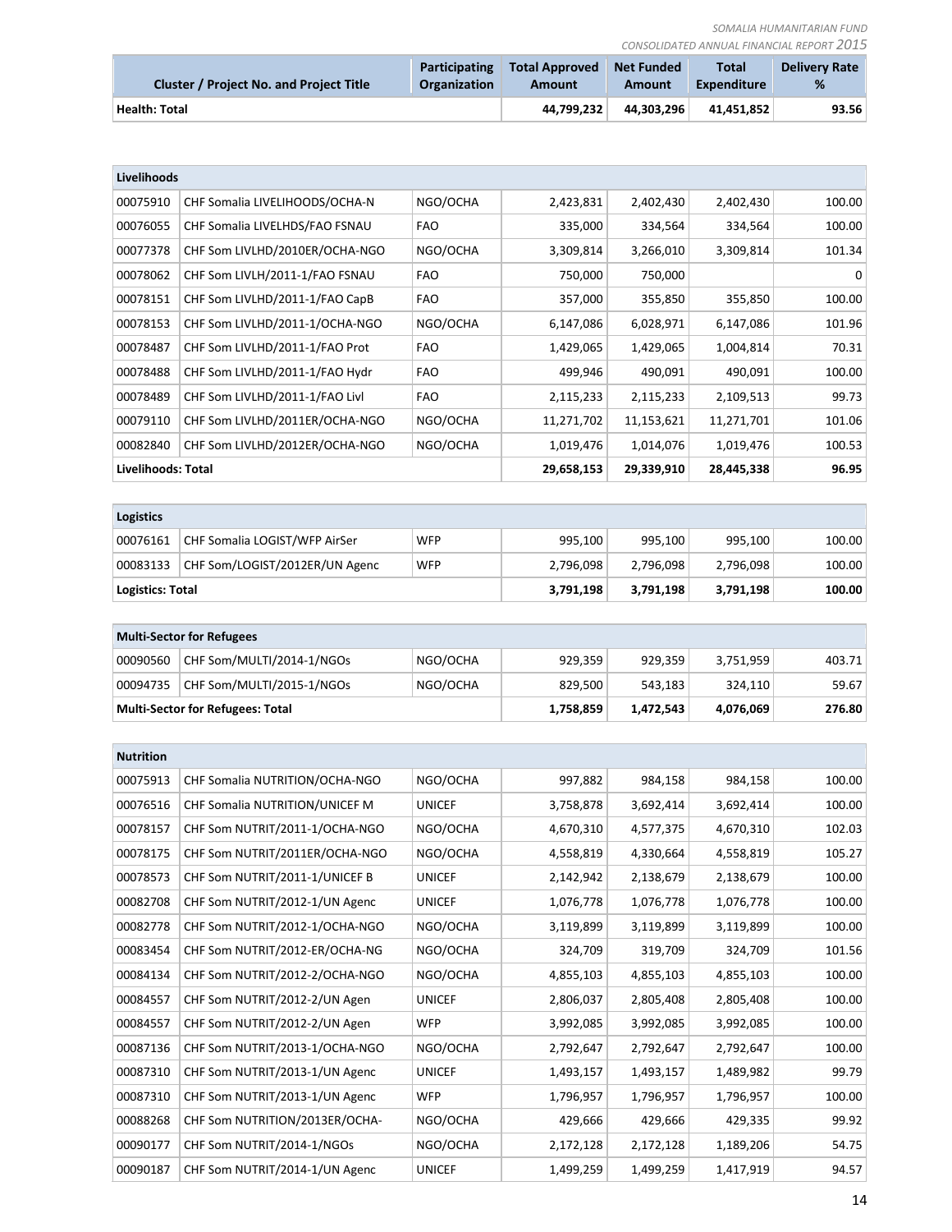| Cluster / Project No. and Project Title | | Participating Organization | Total Approved Amount | Net Funded Amount | Total Expenditure | Delivery Rate % |
|---|---|---|---|---|---|---|
| **Health: Total** | | | **44,799,232** | **44,303,296** | **41,451,852** | **93.56** |

| **Livelihoods** | | | | | | |
|---|---|---|---|---|---|---|
| 00075910 | CHF Somalia LIVELIHOODS/OCHA-N | NGO/OCHA | 2,423,831 | 2,402,430 | 2,402,430 | 100.00 |
| 00076055 | CHF Somalia LIVELHDS/FAO FSNAU | FAO | 335,000 | 334,564 | 334,564 | 100.00 |
| 00077378 | CHF Som LIVLHD/2010ER/OCHA-NGO | NGO/OCHA | 3,309,814 | 3,266,010 | 3,309,814 | 101.34 |
| 00078062 | CHF Som LIVLH/2011-1/FAO FSNAU | FAO | 750,000 | 750,000 | | 0 |
| 00078151 | CHF Som LIVLHD/2011-1/FAO CapB | FAO | 357,000 | 355,850 | 355,850 | 100.00 |
| 00078153 | CHF Som LIVLHD/2011-1/OCHA-NGO | NGO/OCHA | 6,147,086 | 6,028,971 | 6,147,086 | 101.96 |
| 00078487 | CHF Som LIVLHD/2011-1/FAO Prot | FAO | 1,429,065 | 1,429,065 | 1,004,814 | 70.31 |
| 00078488 | CHF Som LIVLHD/2011-1/FAO Hydr | FAO | 499,946 | 490,091 | 490,091 | 100.00 |
| 00078489 | CHF Som LIVLHD/2011-1/FAO Livl | FAO | 2,115,233 | 2,115,233 | 2,109,513 | 99.73 |
| 00079110 | CHF Som LIVLHD/2011ER/OCHA-NGO | NGO/OCHA | 11,271,702 | 11,153,621 | 11,271,701 | 101.06 |
| 00082840 | CHF Som LIVLHD/2012ER/OCHA-NGO | NGO/OCHA | 1,019,476 | 1,014,076 | 1,019,476 | 100.53 |
| **Livelihoods: Total** | | | **29,658,153** | **29,339,910** | **28,445,338** | **96.95** |

| **Logistics** | | | | | | |
|---|---|---|---|---|---|---|
| 00076161 | CHF Somalia LOGIST/WFP AirSer | WFP | 995,100 | 995,100 | 995,100 | 100.00 |
| 00083133 | CHF Som/LOGIST/2012ER/UN Agenc | WFP | 2,796,098 | 2,796,098 | 2,796,098 | 100.00 |
| **Logistics: Total** | | | **3,791,198** | **3,791,198** | **3,791,198** | **100.00** |

| **Multi-Sector for Refugees** | | | | | | |
|---|---|---|---|---|---|---|
| 00090560 | CHF Som/MULTI/2014-1/NGOs | NGO/OCHA | 929,359 | 929,359 | 3,751,959 | 403.71 |
| 00094735 | CHF Som/MULTI/2015-1/NGOs | NGO/OCHA | 829,500 | 543,183 | 324,110 | 59.67 |
| **Multi-Sector for Refugees: Total** | | | **1,758,859** | **1,472,543** | **4,076,069** | **276.80** |

| **Nutrition** | | | | | | |
|---|---|---|---|---|---|---|
| 00075913 | CHF Somalia NUTRITION/OCHA-NGO | NGO/OCHA | 997,882 | 984,158 | 984,158 | 100.00 |
| 00076516 | CHF Somalia NUTRITION/UNICEF M | UNICEF | 3,758,878 | 3,692,414 | 3,692,414 | 100.00 |
| 00078157 | CHF Som NUTRIT/2011-1/OCHA-NGO | NGO/OCHA | 4,670,310 | 4,577,375 | 4,670,310 | 102.03 |
| 00078175 | CHF Som NUTRIT/2011ER/OCHA-NGO | NGO/OCHA | 4,558,819 | 4,330,664 | 4,558,819 | 105.27 |
| 00078573 | CHF Som NUTRIT/2011-1/UNICEF B | UNICEF | 2,142,942 | 2,138,679 | 2,138,679 | 100.00 |
| 00082708 | CHF Som NUTRIT/2012-1/UN Agenc | UNICEF | 1,076,778 | 1,076,778 | 1,076,778 | 100.00 |
| 00082778 | CHF Som NUTRIT/2012-1/OCHA-NGO | NGO/OCHA | 3,119,899 | 3,119,899 | 3,119,899 | 100.00 |
| 00083454 | CHF Som NUTRIT/2012-ER/OCHA-NG | NGO/OCHA | 324,709 | 319,709 | 324,709 | 101.56 |
| 00084134 | CHF Som NUTRIT/2012-2/OCHA-NGO | NGO/OCHA | 4,855,103 | 4,855,103 | 4,855,103 | 100.00 |
| 00084557 | CHF Som NUTRIT/2012-2/UN Agen | UNICEF | 2,806,037 | 2,805,408 | 2,805,408 | 100.00 |
| 00084557 | CHF Som NUTRIT/2012-2/UN Agen | WFP | 3,992,085 | 3,992,085 | 3,992,085 | 100.00 |
| 00087136 | CHF Som NUTRIT/2013-1/OCHA-NGO | NGO/OCHA | 2,792,647 | 2,792,647 | 2,792,647 | 100.00 |
| 00087310 | CHF Som NUTRIT/2013-1/UN Agenc | UNICEF | 1,493,157 | 1,493,157 | 1,489,982 | 99.79 |
| 00087310 | CHF Som NUTRIT/2013-1/UN Agenc | WFP | 1,796,957 | 1,796,957 | 1,796,957 | 100.00 |
| 00088268 | CHF Som NUTRITION/2013ER/OCHA- | NGO/OCHA | 429,666 | 429,666 | 429,335 | 99.92 |
| 00090177 | CHF Som NUTRIT/2014-1/NGOs | NGO/OCHA | 2,172,128 | 2,172,128 | 1,189,206 | 54.75 |
| 00090187 | CHF Som NUTRIT/2014-1/UN Agenc | UNICEF | 1,499,259 | 1,499,259 | 1,417,919 | 94.57 |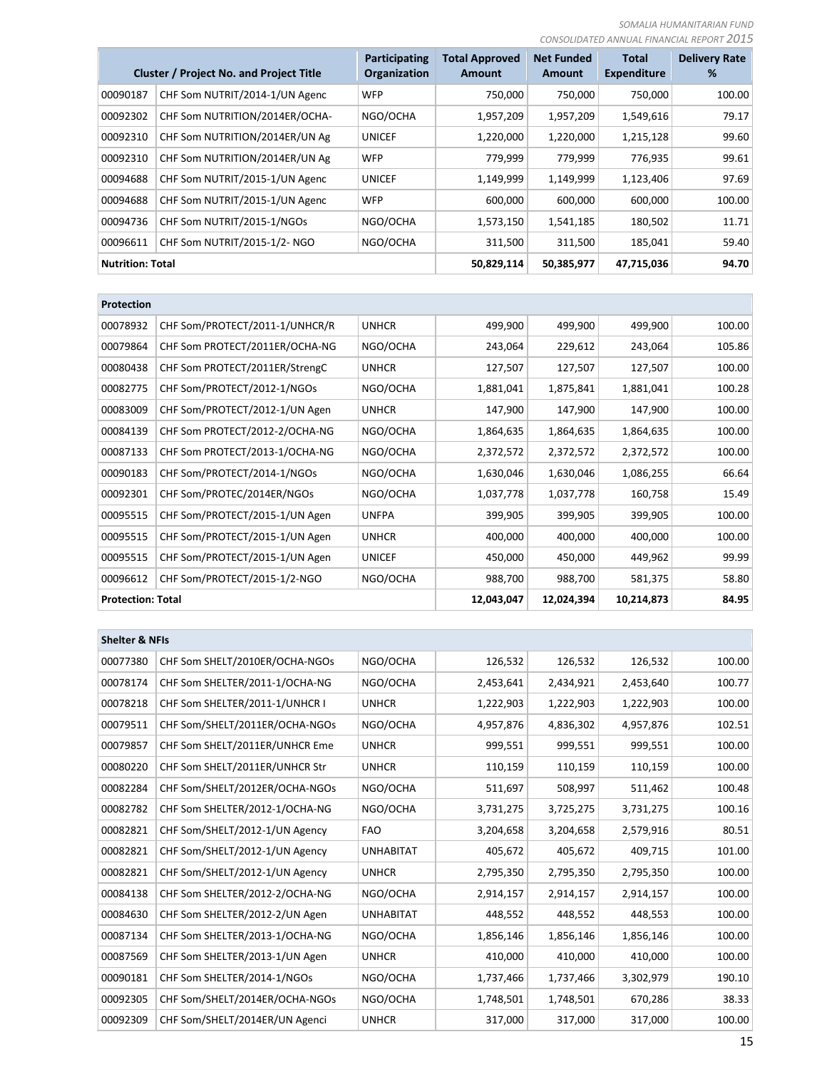| Cluster / Project No. and Project Title | | Participating Organization | Total Approved Amount | Net Funded Amount | Total Expenditure | Delivery Rate % |
|---|---|---|---|---|---|---|
| 00090187 | CHF Som NUTRIT/2014-1/UN Agenc | WFP | 750,000 | 750,000 | 750,000 | 100.00 |
| 00092302 | CHF Som NUTRITION/2014ER/OCHA- | NGO/OCHA | 1,957,209 | 1,957,209 | 1,549,616 | 79.17 |
| 00092310 | CHF Som NUTRITION/2014ER/UN Ag | UNICEF | 1,220,000 | 1,220,000 | 1,215,128 | 99.60 |
| 00092310 | CHF Som NUTRITION/2014ER/UN Ag | WFP | 779,999 | 779,999 | 776,935 | 99.61 |
| 00094688 | CHF Som NUTRIT/2015-1/UN Agenc | UNICEF | 1,149,999 | 1,149,999 | 1,123,406 | 97.69 |
| 00094688 | CHF Som NUTRIT/2015-1/UN Agenc | WFP | 600,000 | 600,000 | 600,000 | 100.00 |
| 00094736 | CHF Som NUTRIT/2015-1/NGOs | NGO/OCHA | 1,573,150 | 1,541,185 | 180,502 | 11.71 |
| 00096611 | CHF Som NUTRIT/2015-1/2- NGO | NGO/OCHA | 311,500 | 311,500 | 185,041 | 59.40 |
| **Nutrition: Total** | | | **50,829,114** | **50,385,977** | **47,715,036** | **94.70** |
| **Protection** | | | | | | |
| 00078932 | CHF Som/PROTECT/2011-1/UNHCR/R | UNHCR | 499,900 | 499,900 | 499,900 | 100.00 |
| 00079864 | CHF Som PROTECT/2011ER/OCHA-NG | NGO/OCHA | 243,064 | 229,612 | 243,064 | 105.86 |
| 00080438 | CHF Som PROTECT/2011ER/StrengC | UNHCR | 127,507 | 127,507 | 127,507 | 100.00 |
| 00082775 | CHF Som/PROTECT/2012-1/NGOs | NGO/OCHA | 1,881,041 | 1,875,841 | 1,881,041 | 100.28 |
| 00083009 | CHF Som/PROTECT/2012-1/UN Agen | UNHCR | 147,900 | 147,900 | 147,900 | 100.00 |
| 00084139 | CHF Som PROTECT/2012-2/OCHA-NG | NGO/OCHA | 1,864,635 | 1,864,635 | 1,864,635 | 100.00 |
| 00087133 | CHF Som PROTECT/2013-1/OCHA-NG | NGO/OCHA | 2,372,572 | 2,372,572 | 2,372,572 | 100.00 |
| 00090183 | CHF Som/PROTECT/2014-1/NGOs | NGO/OCHA | 1,630,046 | 1,630,046 | 1,086,255 | 66.64 |
| 00092301 | CHF Som/PROTEC/2014ER/NGOs | NGO/OCHA | 1,037,778 | 1,037,778 | 160,758 | 15.49 |
| 00095515 | CHF Som/PROTECT/2015-1/UN Agen | UNFPA | 399,905 | 399,905 | 399,905 | 100.00 |
| 00095515 | CHF Som/PROTECT/2015-1/UN Agen | UNHCR | 400,000 | 400,000 | 400,000 | 100.00 |
| 00095515 | CHF Som/PROTECT/2015-1/UN Agen | UNICEF | 450,000 | 450,000 | 449,962 | 99.99 |
| 00096612 | CHF Som/PROTECT/2015-1/2-NGO | NGO/OCHA | 988,700 | 988,700 | 581,375 | 58.80 |
| **Protection: Total** | | | **12,043,047** | **12,024,394** | **10,214,873** | **84.95** |
| **Shelter & NFIs** | | | | | | |
| 00077380 | CHF Som SHELT/2010ER/OCHA-NGOs | NGO/OCHA | 126,532 | 126,532 | 126,532 | 100.00 |
| 00078174 | CHF Som SHELTER/2011-1/OCHA-NG | NGO/OCHA | 2,453,641 | 2,434,921 | 2,453,640 | 100.77 |
| 00078218 | CHF Som SHELTER/2011-1/UNHCR I | UNHCR | 1,222,903 | 1,222,903 | 1,222,903 | 100.00 |
| 00079511 | CHF Som/SHELT/2011ER/OCHA-NGOs | NGO/OCHA | 4,957,876 | 4,836,302 | 4,957,876 | 102.51 |
| 00079857 | CHF Som SHELT/2011ER/UNHCR Eme | UNHCR | 999,551 | 999,551 | 999,551 | 100.00 |
| 00080220 | CHF Som SHELT/2011ER/UNHCR Str | UNHCR | 110,159 | 110,159 | 110,159 | 100.00 |
| 00082284 | CHF Som/SHELT/2012ER/OCHA-NGOs | NGO/OCHA | 511,697 | 508,997 | 511,462 | 100.48 |
| 00082782 | CHF Som SHELTER/2012-1/OCHA-NG | NGO/OCHA | 3,731,275 | 3,725,275 | 3,731,275 | 100.16 |
| 00082821 | CHF Som/SHELT/2012-1/UN Agency | FAO | 3,204,658 | 3,204,658 | 2,579,916 | 80.51 |
| 00082821 | CHF Som/SHELT/2012-1/UN Agency | UNHABITAT | 405,672 | 405,672 | 409,715 | 101.00 |
| 00082821 | CHF Som/SHELT/2012-1/UN Agency | UNHCR | 2,795,350 | 2,795,350 | 2,795,350 | 100.00 |
| 00084138 | CHF Som SHELTER/2012-2/OCHA-NG | NGO/OCHA | 2,914,157 | 2,914,157 | 2,914,157 | 100.00 |
| 00084630 | CHF Som SHELTER/2012-2/UN Agen | UNHABITAT | 448,552 | 448,552 | 448,553 | 100.00 |
| 00087134 | CHF Som SHELTER/2013-1/OCHA-NG | NGO/OCHA | 1,856,146 | 1,856,146 | 1,856,146 | 100.00 |
| 00087569 | CHF Som SHELTER/2013-1/UN Agen | UNHCR | 410,000 | 410,000 | 410,000 | 100.00 |
| 00090181 | CHF Som SHELTER/2014-1/NGOs | NGO/OCHA | 1,737,466 | 1,737,466 | 3,302,979 | 190.10 |
| 00092305 | CHF Som/SHELT/2014ER/OCHA-NGOs | NGO/OCHA | 1,748,501 | 1,748,501 | 670,286 | 38.33 |
| 00092309 | CHF Som/SHELT/2014ER/UN Agenci | UNHCR | 317,000 | 317,000 | 317,000 | 100.00 |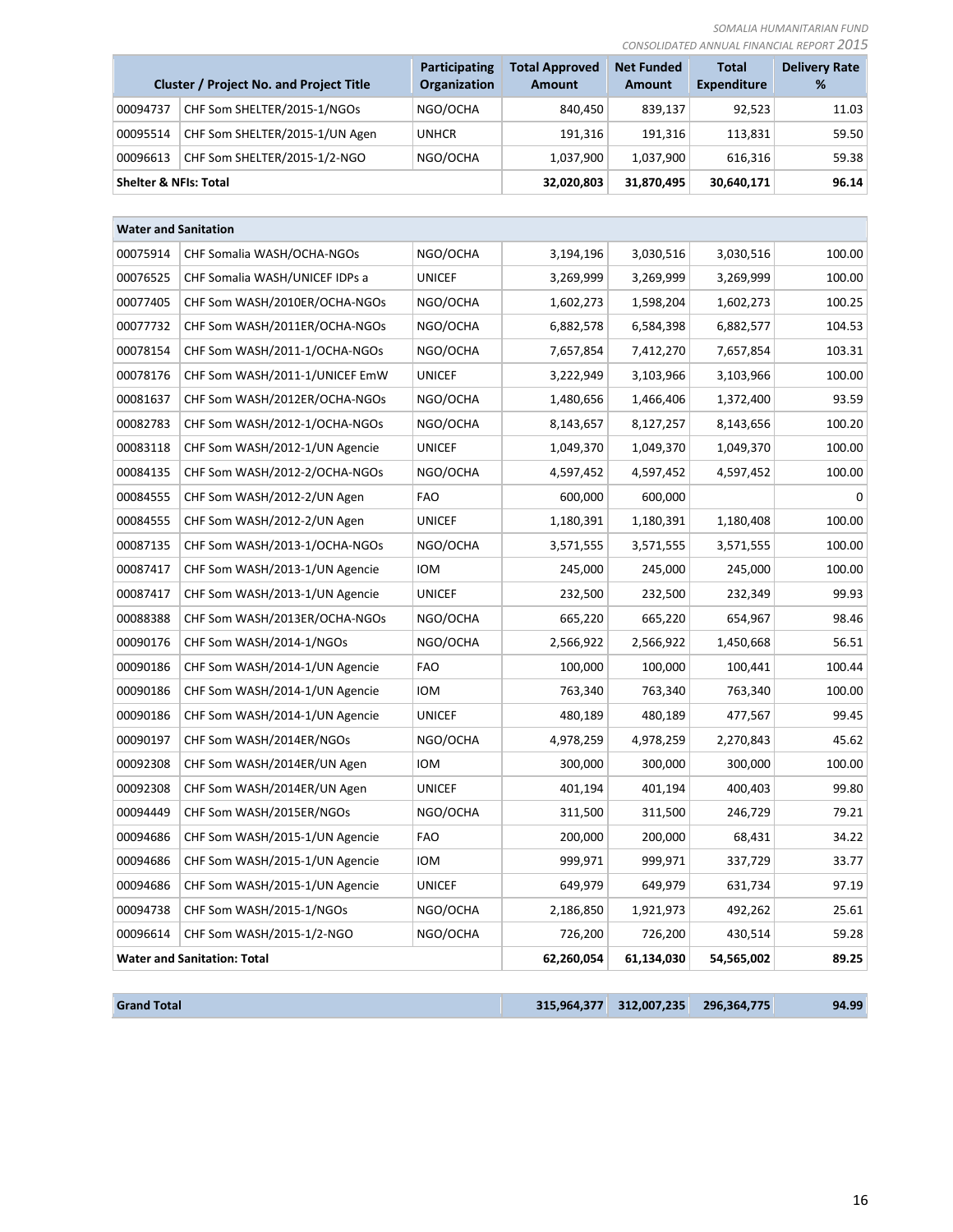| Cluster / Project No. and Project Title | | Participating Organization | Total Approved Amount | Net Funded Amount | Total Expenditure | Delivery Rate % |
|---|---|---|---|---|---|---|
| 00094737 | CHF Som SHELTER/2015-1/NGOs | NGO/OCHA | 840,450 | 839,137 | 92,523 | 11.03 |
| 00095514 | CHF Som SHELTER/2015-1/UN Agen | UNHCR | 191,316 | 191,316 | 113,831 | 59.50 |
| 00096613 | CHF Som SHELTER/2015-1/2-NGO | NGO/OCHA | 1,037,900 | 1,037,900 | 616,316 | 59.38 |
| **Shelter & NFIs: Total** | | | **32,020,803** | **31,870,495** | **30,640,171** | **96.14** |

| Water and Sanitation | | | | | | |
|---|---|---|---|---|---|---|
| 00075914 | CHF Somalia WASH/OCHA-NGOs | NGO/OCHA | 3,194,196 | 3,030,516 | 3,030,516 | 100.00 |
| 00076525 | CHF Somalia WASH/UNICEF IDPs a | UNICEF | 3,269,999 | 3,269,999 | 3,269,999 | 100.00 |
| 00077405 | CHF Som WASH/2010ER/OCHA-NGOs | NGO/OCHA | 1,602,273 | 1,598,204 | 1,602,273 | 100.25 |
| 00077732 | CHF Som WASH/2011ER/OCHA-NGOs | NGO/OCHA | 6,882,578 | 6,584,398 | 6,882,577 | 104.53 |
| 00078154 | CHF Som WASH/2011-1/OCHA-NGOs | NGO/OCHA | 7,657,854 | 7,412,270 | 7,657,854 | 103.31 |
| 00078176 | CHF Som WASH/2011-1/UNICEF EmW | UNICEF | 3,222,949 | 3,103,966 | 3,103,966 | 100.00 |
| 00081637 | CHF Som WASH/2012ER/OCHA-NGOs | NGO/OCHA | 1,480,656 | 1,466,406 | 1,372,400 | 93.59 |
| 00082783 | CHF Som WASH/2012-1/OCHA-NGOs | NGO/OCHA | 8,143,657 | 8,127,257 | 8,143,656 | 100.20 |
| 00083118 | CHF Som WASH/2012-1/UN Agencie | UNICEF | 1,049,370 | 1,049,370 | 1,049,370 | 100.00 |
| 00084135 | CHF Som WASH/2012-2/OCHA-NGOs | NGO/OCHA | 4,597,452 | 4,597,452 | 4,597,452 | 100.00 |
| 00084555 | CHF Som WASH/2012-2/UN Agen | FAO | 600,000 | 600,000 | | 0 |
| 00084555 | CHF Som WASH/2012-2/UN Agen | UNICEF | 1,180,391 | 1,180,391 | 1,180,408 | 100.00 |
| 00087135 | CHF Som WASH/2013-1/OCHA-NGOs | NGO/OCHA | 3,571,555 | 3,571,555 | 3,571,555 | 100.00 |
| 00087417 | CHF Som WASH/2013-1/UN Agencie | IOM | 245,000 | 245,000 | 245,000 | 100.00 |
| 00087417 | CHF Som WASH/2013-1/UN Agencie | UNICEF | 232,500 | 232,500 | 232,349 | 99.93 |
| 00088388 | CHF Som WASH/2013ER/OCHA-NGOs | NGO/OCHA | 665,220 | 665,220 | 654,967 | 98.46 |
| 00090176 | CHF Som WASH/2014-1/NGOs | NGO/OCHA | 2,566,922 | 2,566,922 | 1,450,668 | 56.51 |
| 00090186 | CHF Som WASH/2014-1/UN Agencie | FAO | 100,000 | 100,000 | 100,441 | 100.44 |
| 00090186 | CHF Som WASH/2014-1/UN Agencie | IOM | 763,340 | 763,340 | 763,340 | 100.00 |
| 00090186 | CHF Som WASH/2014-1/UN Agencie | UNICEF | 480,189 | 480,189 | 477,567 | 99.45 |
| 00090197 | CHF Som WASH/2014ER/NGOs | NGO/OCHA | 4,978,259 | 4,978,259 | 2,270,843 | 45.62 |
| 00092308 | CHF Som WASH/2014ER/UN Agen | IOM | 300,000 | 300,000 | 300,000 | 100.00 |
| 00092308 | CHF Som WASH/2014ER/UN Agen | UNICEF | 401,194 | 401,194 | 400,403 | 99.80 |
| 00094449 | CHF Som WASH/2015ER/NGOs | NGO/OCHA | 311,500 | 311,500 | 246,729 | 79.21 |
| 00094686 | CHF Som WASH/2015-1/UN Agencie | FAO | 200,000 | 200,000 | 68,431 | 34.22 |
| 00094686 | CHF Som WASH/2015-1/UN Agencie | IOM | 999,971 | 999,971 | 337,729 | 33.77 |
| 00094686 | CHF Som WASH/2015-1/UN Agencie | UNICEF | 649,979 | 649,979 | 631,734 | 97.19 |
| 00094738 | CHF Som WASH/2015-1/NGOs | NGO/OCHA | 2,186,850 | 1,921,973 | 492,262 | 25.61 |
| 00096614 | CHF Som WASH/2015-1/2-NGO | NGO/OCHA | 726,200 | 726,200 | 430,514 | 59.28 |
| **Water and Sanitation: Total** | | | **62,260,054** | **61,134,030** | **54,565,002** | **89.25** |

| | | | | | | |
|---|---|---|---|---|---|---|
| **Grand Total** | | | **315,964,377** | **312,007,235** | **296,364,775** | **94.99** |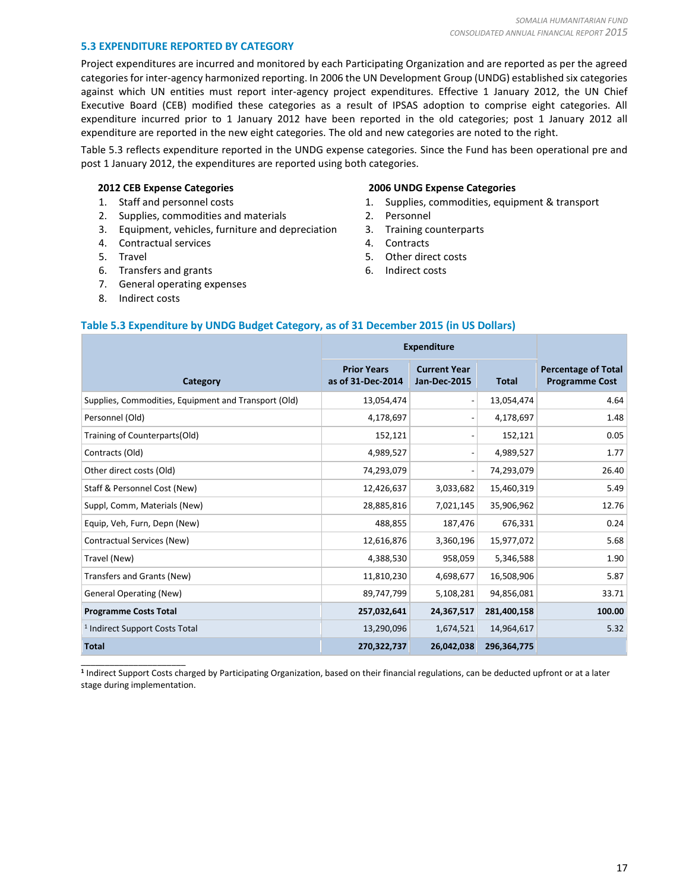### 5.3 EXPENDITURE REPORTED BY CATEGORY

Project expenditures are incurred and monitored by each Participating Organization and are reported as per the agreed categories for inter-agency harmonized reporting. In 2006 the UN Development Group (UNDG) established six categories against which UN entities must report inter-agency project expenditures. Effective 1 January 2012, the UN Chief Executive Board (CEB) modified these categories as a result of IPSAS adoption to comprise eight categories. All expenditure incurred prior to 1 January 2012 have been reported in the old categories; post 1 January 2012 all expenditure are reported in the new eight categories. The old and new categories are noted to the right.

Table 5.3 reflects expenditure reported in the UNDG expense categories. Since the Fund has been operational pre and post 1 January 2012, the expenditures are reported using both categories.

**2012 CEB Expense Categories**

1. Staff and personnel costs
2. Supplies, commodities and materials
3. Equipment, vehicles, furniture and depreciation
4. Contractual services
5. Travel
6. Transfers and grants
7. General operating expenses
8. Indirect costs

**2006 UNDG Expense Categories**

1. Supplies, commodities, equipment & transport
2. Personnel
3. Training counterparts
4. Contracts
5. Other direct costs
6. Indirect costs

**Table 5.3 Expenditure by UNDG Budget Category, as of 31 December 2015 (in US Dollars)**

| Category | Expenditure | | | Percentage of Total Programme Cost |
|---|---|---|---|---|
| | Prior Years as of 31-Dec-2014 | Current Year Jan-Dec-2015 | Total | |
| Supplies, Commodities, Equipment and Transport (Old) | 13,054,474 | - | 13,054,474 | 4.64 |
| Personnel (Old) | 4,178,697 | - | 4,178,697 | 1.48 |
| Training of Counterparts(Old) | 152,121 | - | 152,121 | 0.05 |
| Contracts (Old) | 4,989,527 | - | 4,989,527 | 1.77 |
| Other direct costs (Old) | 74,293,079 | - | 74,293,079 | 26.40 |
| Staff & Personnel Cost (New) | 12,426,637 | 3,033,682 | 15,460,319 | 5.49 |
| Suppl, Comm, Materials (New) | 28,885,816 | 7,021,145 | 35,906,962 | 12.76 |
| Equip, Veh, Furn, Depn (New) | 488,855 | 187,476 | 676,331 | 0.24 |
| Contractual Services (New) | 12,616,876 | 3,360,196 | 15,977,072 | 5.68 |
| Travel (New) | 4,388,530 | 958,059 | 5,346,588 | 1.90 |
| Transfers and Grants (New) | 11,810,230 | 4,698,677 | 16,508,906 | 5.87 |
| General Operating (New) | 89,747,799 | 5,108,281 | 94,856,081 | 33.71 |
| **Programme Costs Total** | **257,032,641** | **24,367,517** | **281,400,158** | **100.00** |
| [1] Indirect Support Costs Total | 13,290,096 | 1,674,521 | 14,964,617 | 5.32 |
| **Total** | **270,322,737** | **26,042,038** | **296,364,775** | |

[1] Indirect Support Costs charged by Participating Organization, based on their financial regulations, can be deducted upfront or at a later stage during implementation.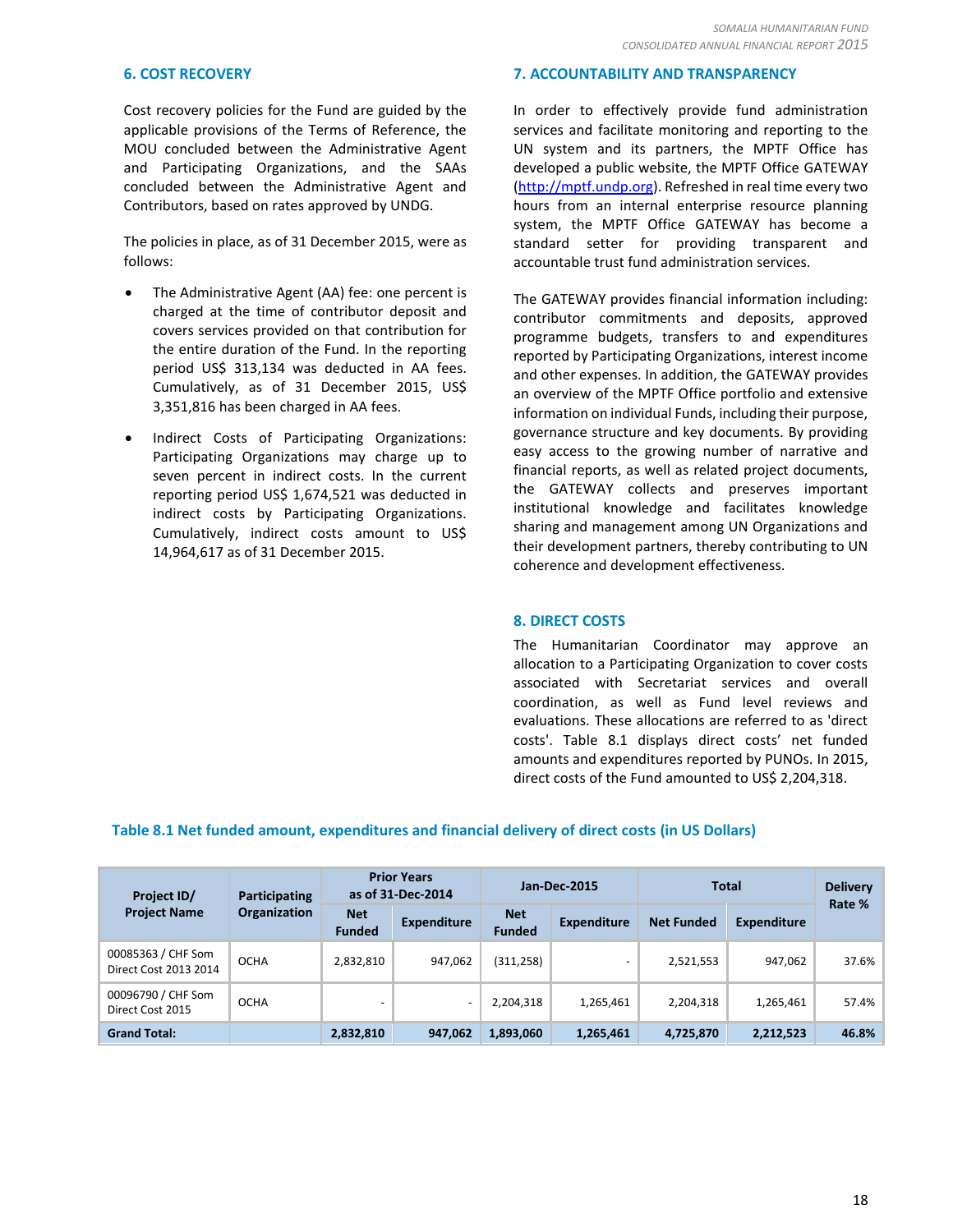## 6. COST RECOVERY

Cost recovery policies for the Fund are guided by the applicable provisions of the Terms of Reference, the MOU concluded between the Administrative Agent and Participating Organizations, and the SAAs concluded between the Administrative Agent and Contributors, based on rates approved by UNDG.

The policies in place, as of 31 December 2015, were as follows:

- The Administrative Agent (AA) fee: one percent is charged at the time of contributor deposit and covers services provided on that contribution for the entire duration of the Fund. In the reporting period US$ 313,134 was deducted in AA fees. Cumulatively, as of 31 December 2015, US$ 3,351,816 has been charged in AA fees.
- Indirect Costs of Participating Organizations: Participating Organizations may charge up to seven percent in indirect costs. In the current reporting period US$ 1,674,521 was deducted in indirect costs by Participating Organizations. Cumulatively, indirect costs amount to US$ 14,964,617 as of 31 December 2015.

## 7. ACCOUNTABILITY AND TRANSPARENCY

In order to effectively provide fund administration services and facilitate monitoring and reporting to the UN system and its partners, the MPTF Office has developed a public website, the MPTF Office GATEWAY (http://mptf.undp.org). Refreshed in real time every two hours from an internal enterprise resource planning system, the MPTF Office GATEWAY has become a standard setter for providing transparent and accountable trust fund administration services.

The GATEWAY provides financial information including: contributor commitments and deposits, approved programme budgets, transfers to and expenditures reported by Participating Organizations, interest income and other expenses. In addition, the GATEWAY provides an overview of the MPTF Office portfolio and extensive information on individual Funds, including their purpose, governance structure and key documents. By providing easy access to the growing number of narrative and financial reports, as well as related project documents, the GATEWAY collects and preserves important institutional knowledge and facilitates knowledge sharing and management among UN Organizations and their development partners, thereby contributing to UN coherence and development effectiveness.

## 8. DIRECT COSTS

The Humanitarian Coordinator may approve an allocation to a Participating Organization to cover costs associated with Secretariat services and overall coordination, as well as Fund level reviews and evaluations. These allocations are referred to as 'direct costs'. Table 8.1 displays direct costs' net funded amounts and expenditures reported by PUNOs. In 2015, direct costs of the Fund amounted to US$ 2,204,318.

**Table 8.1 Net funded amount, expenditures and financial delivery of direct costs (in US Dollars)**

| Project ID/ Project Name | Participating Organization | Prior Years as of 31-Dec-2014 | | Jan-Dec-2015 | | Total | | Delivery Rate % |
|---|---|---|---|---|---|---|---|---|
| | | Net Funded | Expenditure | Net Funded | Expenditure | Net Funded | Expenditure | |
| 00085363 / CHF Som Direct Cost 2013 2014 | OCHA | 2,832,810 | 947,062 | (311,258) | - | 2,521,553 | 947,062 | 37.6% |
| 00096790 / CHF Som Direct Cost 2015 | OCHA | - | - | 2,204,318 | 1,265,461 | 2,204,318 | 1,265,461 | 57.4% |
| **Grand Total:** | | **2,832,810** | **947,062** | **1,893,060** | **1,265,461** | **4,725,870** | **2,212,523** | **46.8%** |